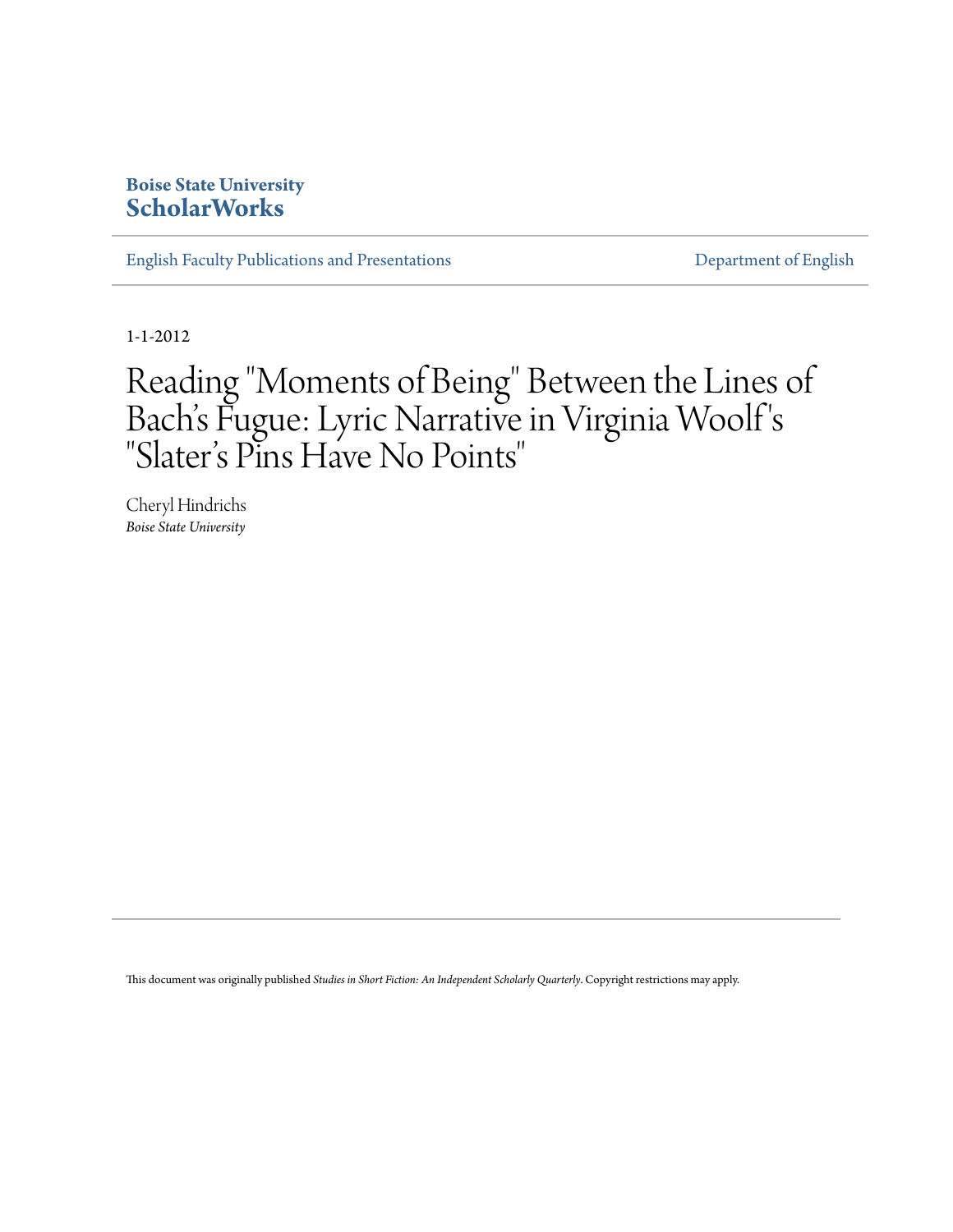**Boise State University**
**ScholarWorks**

English Faculty Publications and Presentations

Department of English

1-1-2012

# Reading "Moments of Being" Between the Lines of Bach's Fugue: Lyric Narrative in Virginia Woolf's "Slater's Pins Have No Points"

Cheryl Hindrichs
*Boise State University*

This document was originally published *Studies in Short Fiction: An Independent Scholarly Quarterly*. Copyright restrictions may apply.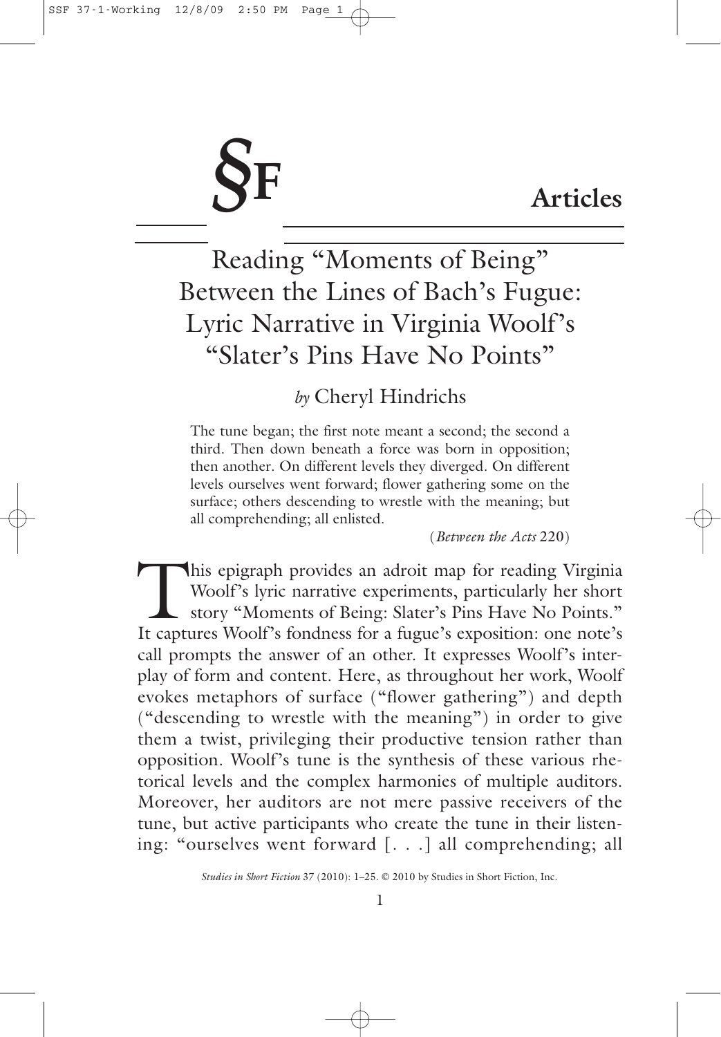# Articles

# Reading "Moments of Being" Between the Lines of Bach's Fugue: Lyric Narrative in Virginia Woolf's "Slater's Pins Have No Points"

*by* Cheryl Hindrichs

> The tune began; the first note meant a second; the second a third. Then down beneath a force was born in opposition; then another. On different levels they diverged. On different levels ourselves went forward; flower gathering some on the surface; others descending to wrestle with the meaning; but all comprehending; all enlisted.
>
> (*Between the Acts* 220)

This epigraph provides an adroit map for reading Virginia Woolf's lyric narrative experiments, particularly her short story "Moments of Being: Slater's Pins Have No Points." It captures Woolf's fondness for a fugue's exposition: one note's call prompts the answer of an other. It expresses Woolf's interplay of form and content. Here, as throughout her work, Woolf evokes metaphors of surface ("flower gathering") and depth ("descending to wrestle with the meaning") in order to give them a twist, privileging their productive tension rather than opposition. Woolf's tune is the synthesis of these various rhetorical levels and the complex harmonies of multiple auditors. Moreover, her auditors are not mere passive receivers of the tune, but active participants who create the tune in their listening: "ourselves went forward [. . .] all comprehending; all

*Studies in Short Fiction* 37 (2010): 1–25. © 2010 by Studies in Short Fiction, Inc.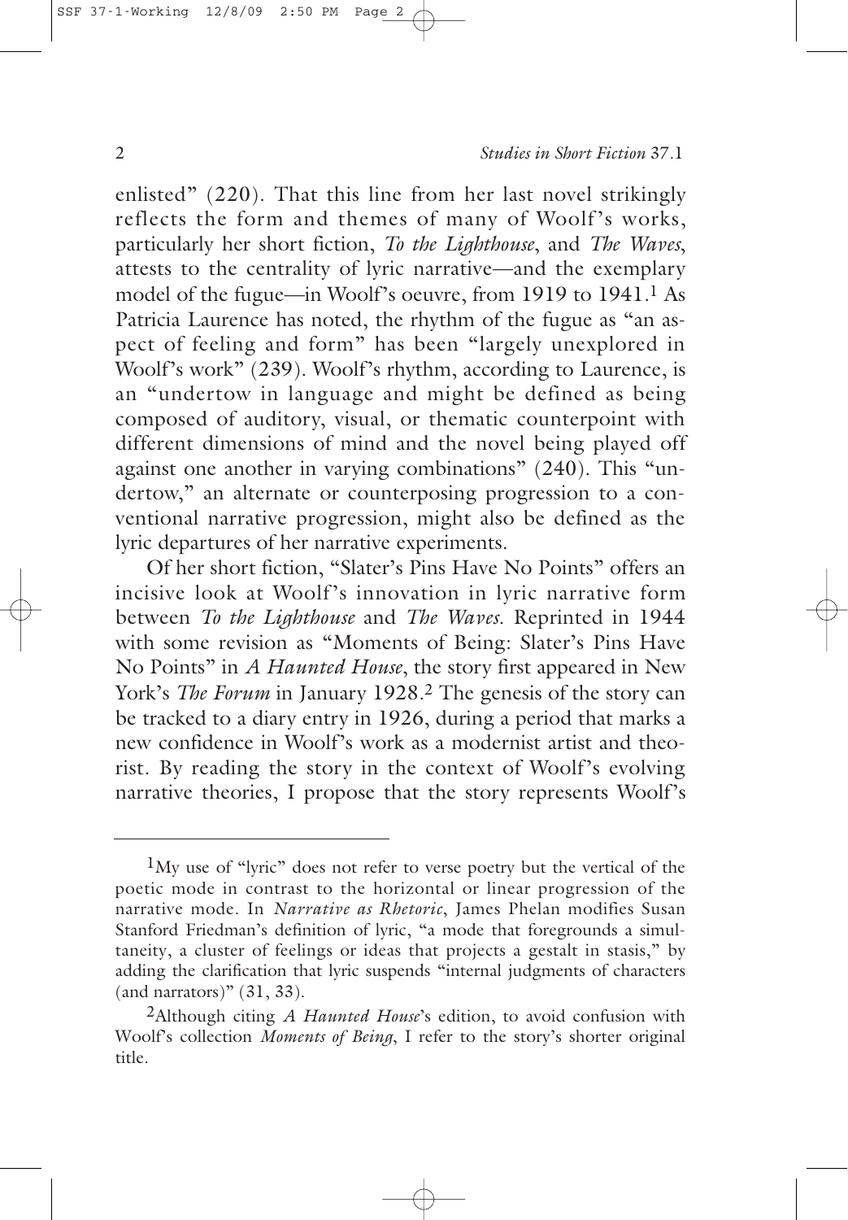enlisted" (220). That this line from her last novel strikingly reflects the form and themes of many of Woolf's works, particularly her short fiction, *To the Lighthouse*, and *The Waves*, attests to the centrality of lyric narrative—and the exemplary model of the fugue—in Woolf's oeuvre, from 1919 to 1941.[1] As Patricia Laurence has noted, the rhythm of the fugue as "an aspect of feeling and form" has been "largely unexplored in Woolf's work" (239). Woolf's rhythm, according to Laurence, is an "undertow in language and might be defined as being composed of auditory, visual, or thematic counterpoint with different dimensions of mind and the novel being played off against one another in varying combinations" (240). This "undertow," an alternate or counterposing progression to a conventional narrative progression, might also be defined as the lyric departures of her narrative experiments.

Of her short fiction, "Slater's Pins Have No Points" offers an incisive look at Woolf's innovation in lyric narrative form between *To the Lighthouse* and *The Waves*. Reprinted in 1944 with some revision as "Moments of Being: Slater's Pins Have No Points" in *A Haunted House*, the story first appeared in New York's *The Forum* in January 1928.[2] The genesis of the story can be tracked to a diary entry in 1926, during a period that marks a new confidence in Woolf's work as a modernist artist and theorist. By reading the story in the context of Woolf's evolving narrative theories, I propose that the story represents Woolf's

---

[1] My use of "lyric" does not refer to verse poetry but the vertical of the poetic mode in contrast to the horizontal or linear progression of the narrative mode. In *Narrative as Rhetoric*, James Phelan modifies Susan Stanford Friedman's definition of lyric, "a mode that foregrounds a simultaneity, a cluster of feelings or ideas that projects a gestalt in stasis," by adding the clarification that lyric suspends "internal judgments of characters (and narrators)" (31, 33).

[2] Although citing *A Haunted House*'s edition, to avoid confusion with Woolf's collection *Moments of Being*, I refer to the story's shorter original title.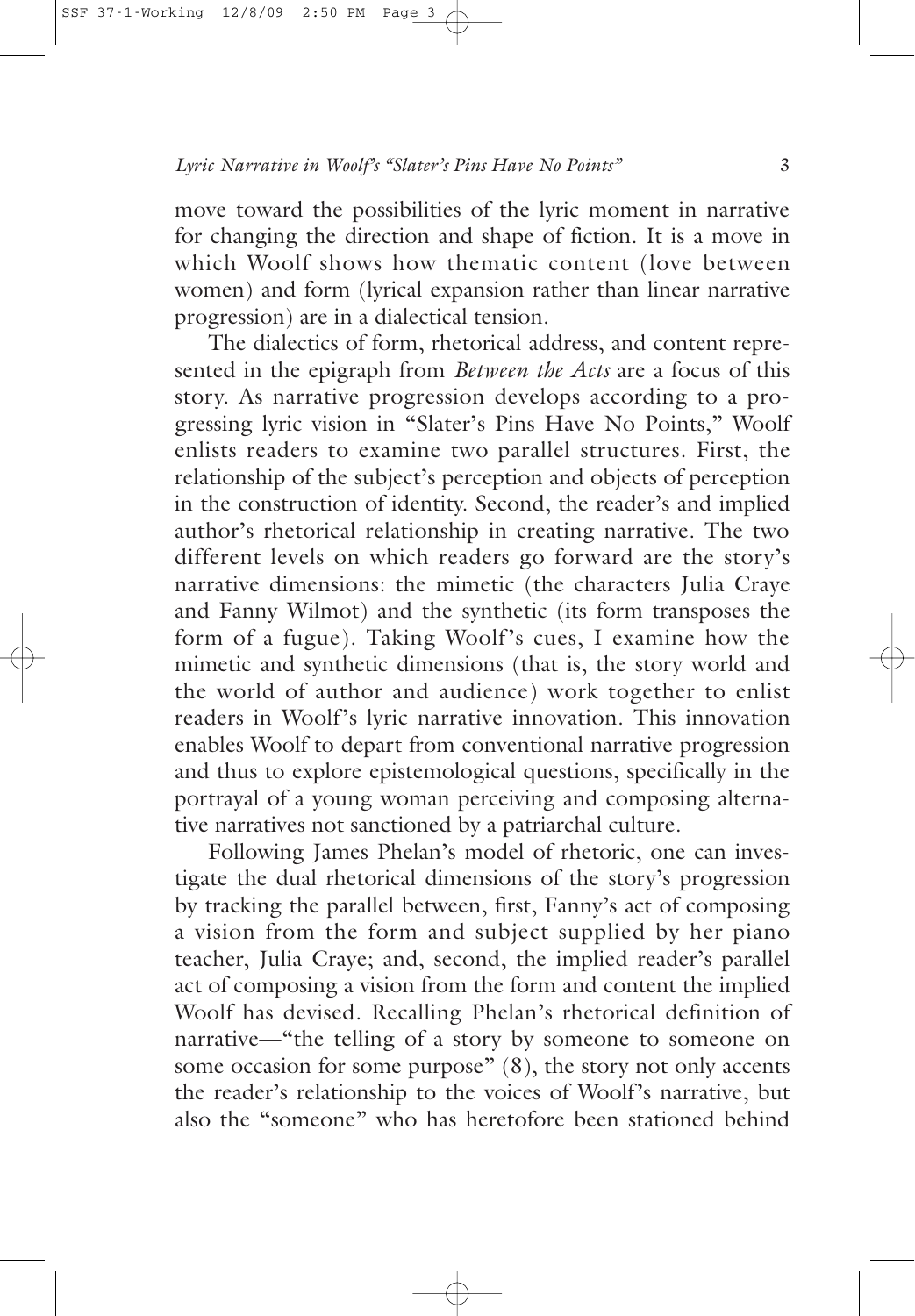move toward the possibilities of the lyric moment in narrative for changing the direction and shape of fiction. It is a move in which Woolf shows how thematic content (love between women) and form (lyrical expansion rather than linear narrative progression) are in a dialectical tension.

The dialectics of form, rhetorical address, and content represented in the epigraph from *Between the Acts* are a focus of this story. As narrative progression develops according to a progressing lyric vision in "Slater's Pins Have No Points," Woolf enlists readers to examine two parallel structures. First, the relationship of the subject's perception and objects of perception in the construction of identity. Second, the reader's and implied author's rhetorical relationship in creating narrative. The two different levels on which readers go forward are the story's narrative dimensions: the mimetic (the characters Julia Craye and Fanny Wilmot) and the synthetic (its form transposes the form of a fugue). Taking Woolf's cues, I examine how the mimetic and synthetic dimensions (that is, the story world and the world of author and audience) work together to enlist readers in Woolf's lyric narrative innovation. This innovation enables Woolf to depart from conventional narrative progression and thus to explore epistemological questions, specifically in the portrayal of a young woman perceiving and composing alternative narratives not sanctioned by a patriarchal culture.

Following James Phelan's model of rhetoric, one can investigate the dual rhetorical dimensions of the story's progression by tracking the parallel between, first, Fanny's act of composing a vision from the form and subject supplied by her piano teacher, Julia Craye; and, second, the implied reader's parallel act of composing a vision from the form and content the implied Woolf has devised. Recalling Phelan's rhetorical definition of narrative—"the telling of a story by someone to someone on some occasion for some purpose" (8), the story not only accents the reader's relationship to the voices of Woolf's narrative, but also the "someone" who has heretofore been stationed behind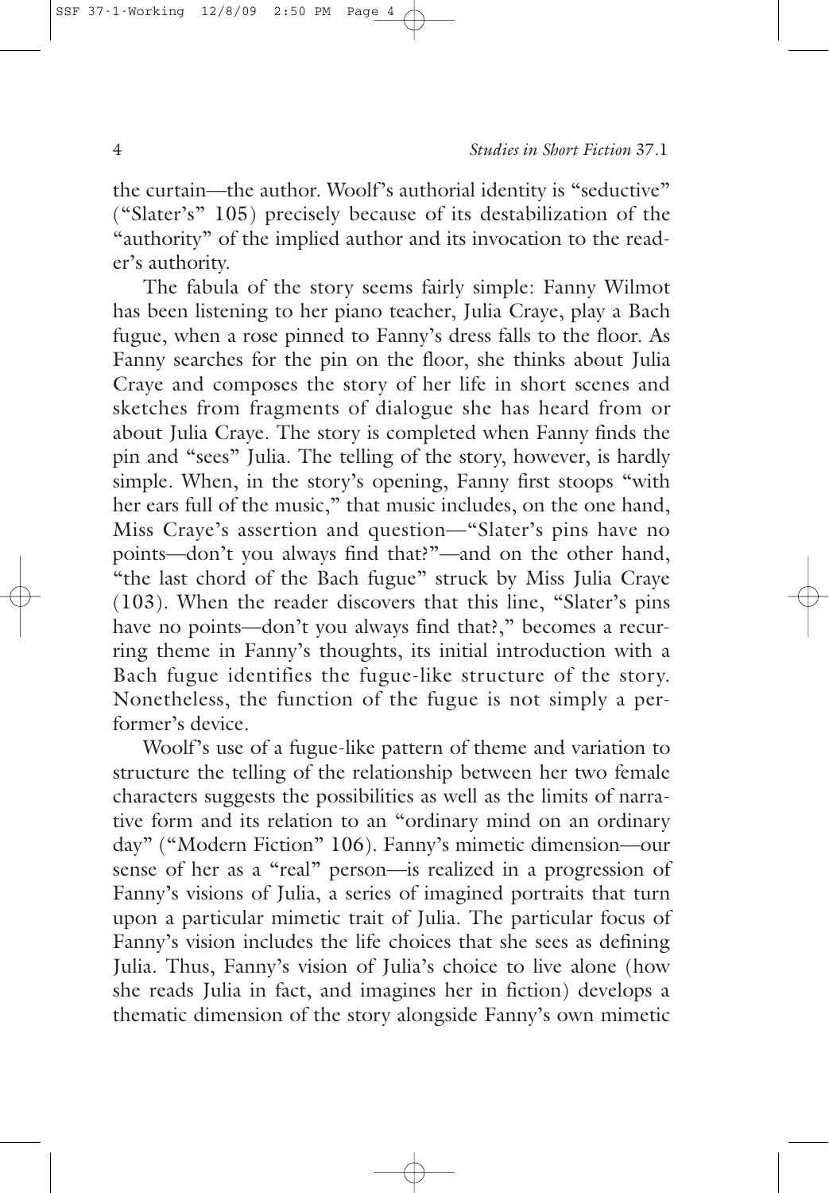the curtain—the author. Woolf's authorial identity is "seductive" ("Slater's" 105) precisely because of its destabilization of the "authority" of the implied author and its invocation to the reader's authority.

The fabula of the story seems fairly simple: Fanny Wilmot has been listening to her piano teacher, Julia Craye, play a Bach fugue, when a rose pinned to Fanny's dress falls to the floor. As Fanny searches for the pin on the floor, she thinks about Julia Craye and composes the story of her life in short scenes and sketches from fragments of dialogue she has heard from or about Julia Craye. The story is completed when Fanny finds the pin and "sees" Julia. The telling of the story, however, is hardly simple. When, in the story's opening, Fanny first stoops "with her ears full of the music," that music includes, on the one hand, Miss Craye's assertion and question—"Slater's pins have no points—don't you always find that?"—and on the other hand, "the last chord of the Bach fugue" struck by Miss Julia Craye (103). When the reader discovers that this line, "Slater's pins have no points—don't you always find that?," becomes a recurring theme in Fanny's thoughts, its initial introduction with a Bach fugue identifies the fugue-like structure of the story. Nonetheless, the function of the fugue is not simply a performer's device.

Woolf's use of a fugue-like pattern of theme and variation to structure the telling of the relationship between her two female characters suggests the possibilities as well as the limits of narrative form and its relation to an "ordinary mind on an ordinary day" ("Modern Fiction" 106). Fanny's mimetic dimension—our sense of her as a "real" person—is realized in a progression of Fanny's visions of Julia, a series of imagined portraits that turn upon a particular mimetic trait of Julia. The particular focus of Fanny's vision includes the life choices that she sees as defining Julia. Thus, Fanny's vision of Julia's choice to live alone (how she reads Julia in fact, and imagines her in fiction) develops a thematic dimension of the story alongside Fanny's own mimetic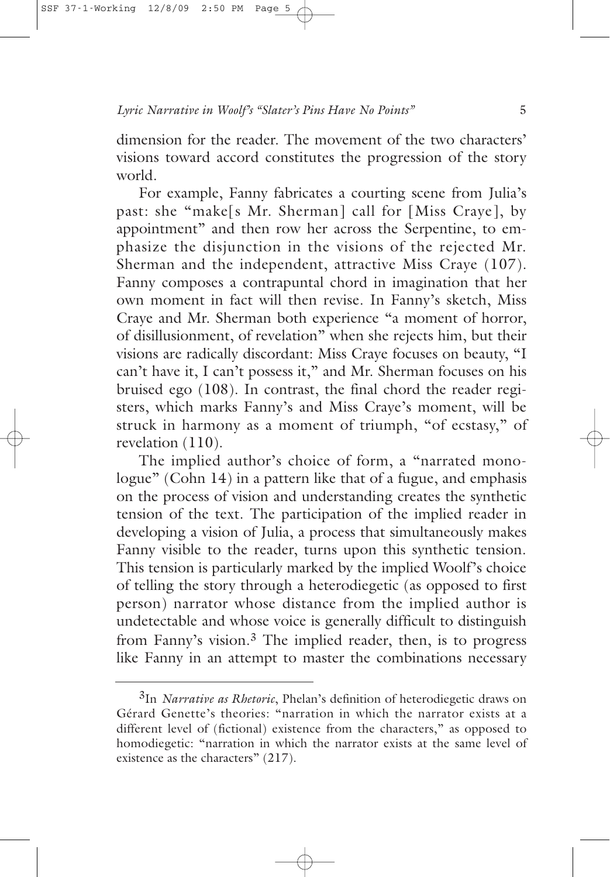dimension for the reader. The movement of the two characters' visions toward accord constitutes the progression of the story world.

For example, Fanny fabricates a courting scene from Julia's past: she "make[s Mr. Sherman] call for [Miss Craye], by appointment" and then row her across the Serpentine, to emphasize the disjunction in the visions of the rejected Mr. Sherman and the independent, attractive Miss Craye (107). Fanny composes a contrapuntal chord in imagination that her own moment in fact will then revise. In Fanny's sketch, Miss Craye and Mr. Sherman both experience "a moment of horror, of disillusionment, of revelation" when she rejects him, but their visions are radically discordant: Miss Craye focuses on beauty, "I can't have it, I can't possess it," and Mr. Sherman focuses on his bruised ego (108). In contrast, the final chord the reader registers, which marks Fanny's and Miss Craye's moment, will be struck in harmony as a moment of triumph, "of ecstasy," of revelation (110).

The implied author's choice of form, a "narrated monologue" (Cohn 14) in a pattern like that of a fugue, and emphasis on the process of vision and understanding creates the synthetic tension of the text. The participation of the implied reader in developing a vision of Julia, a process that simultaneously makes Fanny visible to the reader, turns upon this synthetic tension. This tension is particularly marked by the implied Woolf's choice of telling the story through a heterodiegetic (as opposed to first person) narrator whose distance from the implied author is undetectable and whose voice is generally difficult to distinguish from Fanny's vision.[3] The implied reader, then, is to progress like Fanny in an attempt to master the combinations necessary

---

[3]In *Narrative as Rhetoric*, Phelan's definition of heterodiegetic draws on Gérard Genette's theories: "narration in which the narrator exists at a different level of (fictional) existence from the characters," as opposed to homodiegetic: "narration in which the narrator exists at the same level of existence as the characters" (217).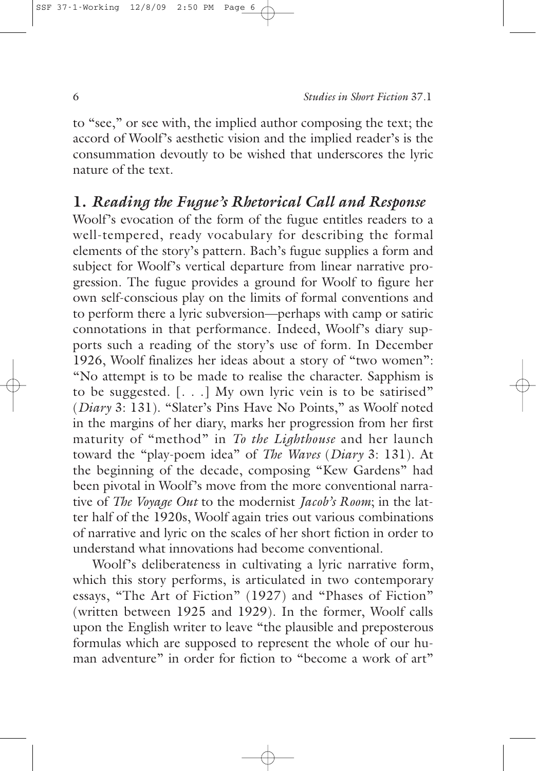to "see," or see with, the implied author composing the text; the accord of Woolf's aesthetic vision and the implied reader's is the consummation devoutly to be wished that underscores the lyric nature of the text.

## 1. *Reading the Fugue's Rhetorical Call and Response*

Woolf's evocation of the form of the fugue entitles readers to a well-tempered, ready vocabulary for describing the formal elements of the story's pattern. Bach's fugue supplies a form and subject for Woolf's vertical departure from linear narrative progression. The fugue provides a ground for Woolf to figure her own self-conscious play on the limits of formal conventions and to perform there a lyric subversion—perhaps with camp or satiric connotations in that performance. Indeed, Woolf's diary supports such a reading of the story's use of form. In December 1926, Woolf finalizes her ideas about a story of "two women": "No attempt is to be made to realise the character. Sapphism is to be suggested. [. . .] My own lyric vein is to be satirised" (*Diary* 3: 131). "Slater's Pins Have No Points," as Woolf noted in the margins of her diary, marks her progression from her first maturity of "method" in *To the Lighthouse* and her launch toward the "play-poem idea" of *The Waves* (*Diary* 3: 131). At the beginning of the decade, composing "Kew Gardens" had been pivotal in Woolf's move from the more conventional narrative of *The Voyage Out* to the modernist *Jacob's Room*; in the latter half of the 1920s, Woolf again tries out various combinations of narrative and lyric on the scales of her short fiction in order to understand what innovations had become conventional.

Woolf's deliberateness in cultivating a lyric narrative form, which this story performs, is articulated in two contemporary essays, "The Art of Fiction" (1927) and "Phases of Fiction" (written between 1925 and 1929). In the former, Woolf calls upon the English writer to leave "the plausible and preposterous formulas which are supposed to represent the whole of our human adventure" in order for fiction to "become a work of art"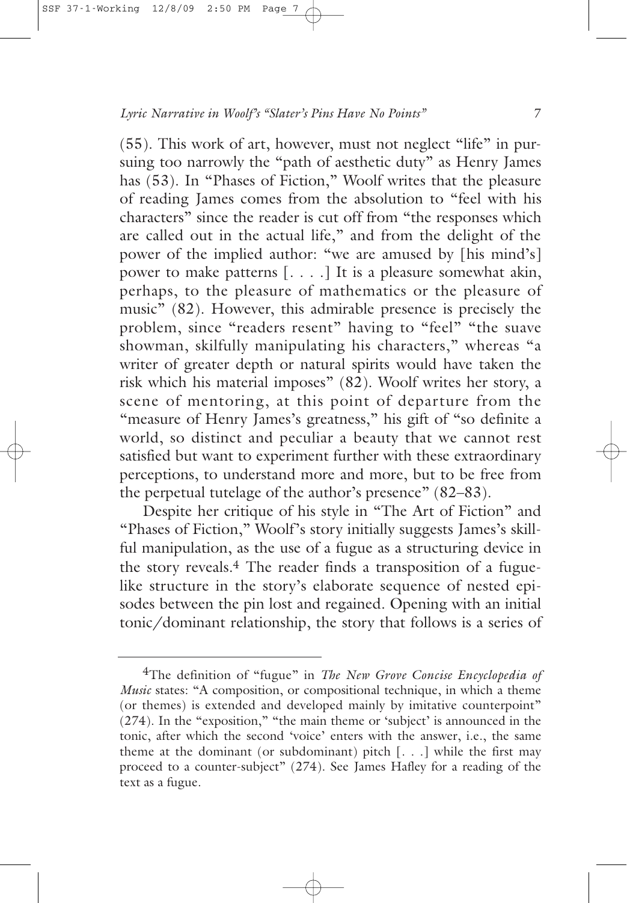(55). This work of art, however, must not neglect "life" in pursuing too narrowly the "path of aesthetic duty" as Henry James has (53). In "Phases of Fiction," Woolf writes that the pleasure of reading James comes from the absolution to "feel with his characters" since the reader is cut off from "the responses which are called out in the actual life," and from the delight of the power of the implied author: "we are amused by [his mind's] power to make patterns [. . . .] It is a pleasure somewhat akin, perhaps, to the pleasure of mathematics or the pleasure of music" (82). However, this admirable presence is precisely the problem, since "readers resent" having to "feel" "the suave showman, skilfully manipulating his characters," whereas "a writer of greater depth or natural spirits would have taken the risk which his material imposes" (82). Woolf writes her story, a scene of mentoring, at this point of departure from the "measure of Henry James's greatness," his gift of "so definite a world, so distinct and peculiar a beauty that we cannot rest satisfied but want to experiment further with these extraordinary perceptions, to understand more and more, but to be free from the perpetual tutelage of the author's presence" (82–83).

Despite her critique of his style in "The Art of Fiction" and "Phases of Fiction," Woolf's story initially suggests James's skillful manipulation, as the use of a fugue as a structuring device in the story reveals.[4] The reader finds a transposition of a fugue-like structure in the story's elaborate sequence of nested episodes between the pin lost and regained. Opening with an initial tonic/dominant relationship, the story that follows is a series of

---

[4]The definition of "fugue" in *The New Grove Concise Encyclopedia of Music* states: "A composition, or compositional technique, in which a theme (or themes) is extended and developed mainly by imitative counterpoint" (274). In the "exposition," "the main theme or 'subject' is announced in the tonic, after which the second 'voice' enters with the answer, i.e., the same theme at the dominant (or subdominant) pitch [. . .] while the first may proceed to a counter-subject" (274). See James Hafley for a reading of the text as a fugue.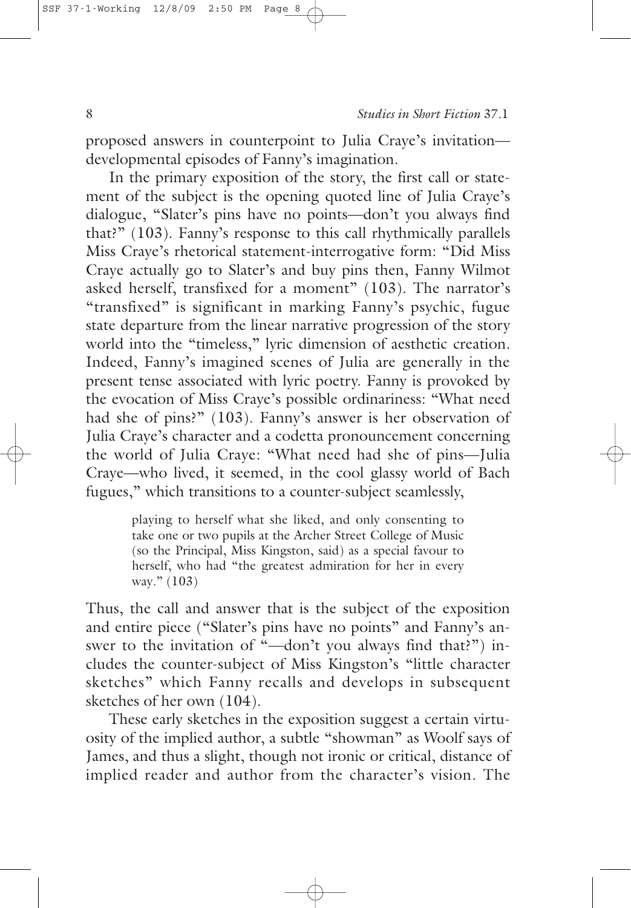proposed answers in counterpoint to Julia Craye's invitation—developmental episodes of Fanny's imagination.

In the primary exposition of the story, the first call or statement of the subject is the opening quoted line of Julia Craye's dialogue, "Slater's pins have no points—don't you always find that?" (103). Fanny's response to this call rhythmically parallels Miss Craye's rhetorical statement-interrogative form: "Did Miss Craye actually go to Slater's and buy pins then, Fanny Wilmot asked herself, transfixed for a moment" (103). The narrator's "transfixed" is significant in marking Fanny's psychic, fugue state departure from the linear narrative progression of the story world into the "timeless," lyric dimension of aesthetic creation. Indeed, Fanny's imagined scenes of Julia are generally in the present tense associated with lyric poetry. Fanny is provoked by the evocation of Miss Craye's possible ordinariness: "What need had she of pins?" (103). Fanny's answer is her observation of Julia Craye's character and a codetta pronouncement concerning the world of Julia Craye: "What need had she of pins—Julia Craye—who lived, it seemed, in the cool glassy world of Bach fugues," which transitions to a counter-subject seamlessly,

> playing to herself what she liked, and only consenting to take one or two pupils at the Archer Street College of Music (so the Principal, Miss Kingston, said) as a special favour to herself, who had "the greatest admiration for her in every way." (103)

Thus, the call and answer that is the subject of the exposition and entire piece ("Slater's pins have no points" and Fanny's answer to the invitation of "—don't you always find that?") includes the counter-subject of Miss Kingston's "little character sketches" which Fanny recalls and develops in subsequent sketches of her own (104).

These early sketches in the exposition suggest a certain virtuosity of the implied author, a subtle "showman" as Woolf says of James, and thus a slight, though not ironic or critical, distance of implied reader and author from the character's vision. The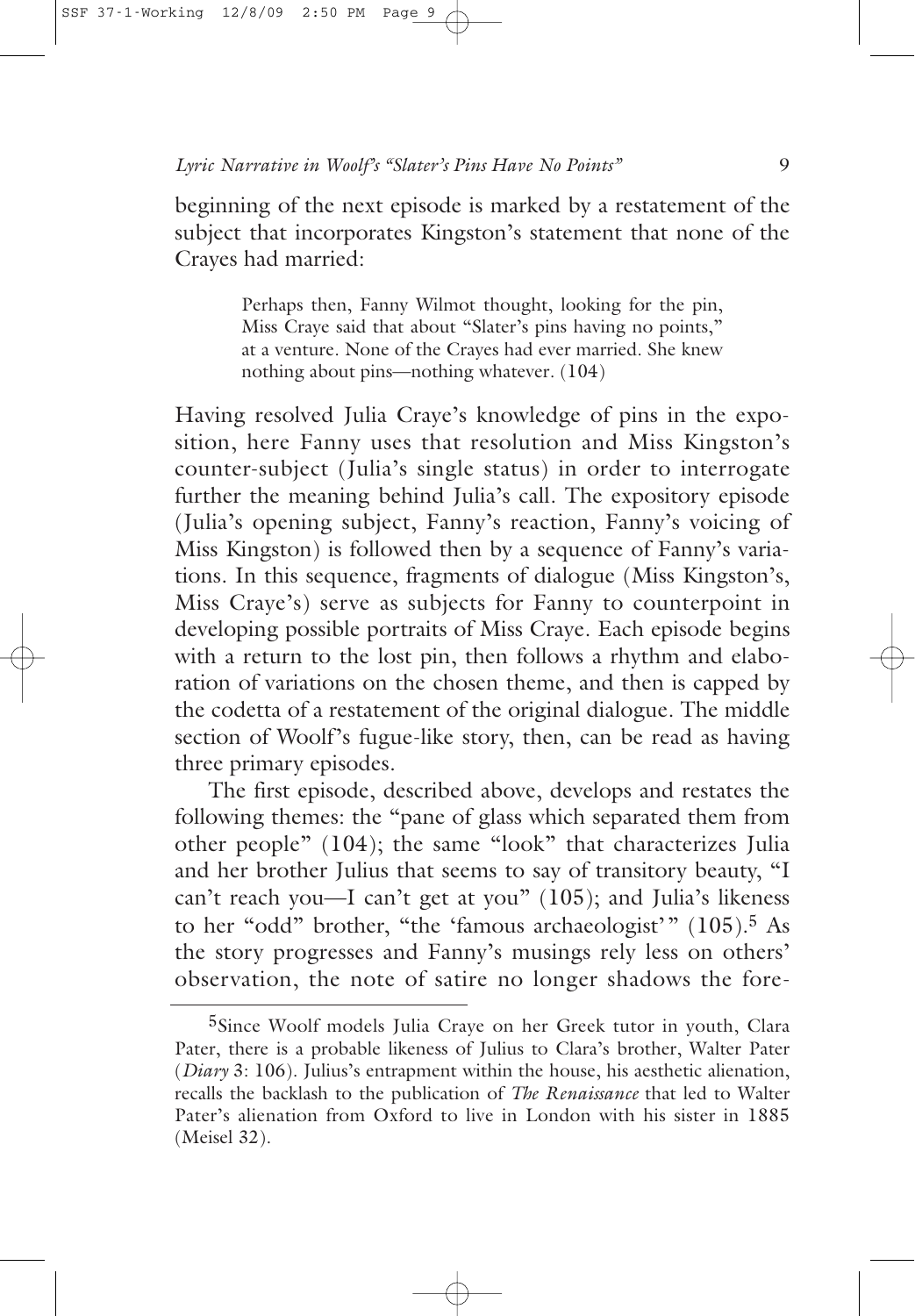beginning of the next episode is marked by a restatement of the subject that incorporates Kingston's statement that none of the Crayes had married:

> Perhaps then, Fanny Wilmot thought, looking for the pin, Miss Craye said that about "Slater's pins having no points," at a venture. None of the Crayes had ever married. She knew nothing about pins—nothing whatever. (104)

Having resolved Julia Craye's knowledge of pins in the exposition, here Fanny uses that resolution and Miss Kingston's counter-subject (Julia's single status) in order to interrogate further the meaning behind Julia's call. The expository episode (Julia's opening subject, Fanny's reaction, Fanny's voicing of Miss Kingston) is followed then by a sequence of Fanny's variations. In this sequence, fragments of dialogue (Miss Kingston's, Miss Craye's) serve as subjects for Fanny to counterpoint in developing possible portraits of Miss Craye. Each episode begins with a return to the lost pin, then follows a rhythm and elaboration of variations on the chosen theme, and then is capped by the codetta of a restatement of the original dialogue. The middle section of Woolf's fugue-like story, then, can be read as having three primary episodes.

The first episode, described above, develops and restates the following themes: the "pane of glass which separated them from other people" (104); the same "look" that characterizes Julia and her brother Julius that seems to say of transitory beauty, "I can't reach you—I can't get at you" (105); and Julia's likeness to her "odd" brother, "the 'famous archaeologist'" (105).[5] As the story progresses and Fanny's musings rely less on others' observation, the note of satire no longer shadows the fore-

[5]Since Woolf models Julia Craye on her Greek tutor in youth, Clara Pater, there is a probable likeness of Julius to Clara's brother, Walter Pater (*Diary* 3: 106). Julius's entrapment within the house, his aesthetic alienation, recalls the backlash to the publication of *The Renaissance* that led to Walter Pater's alienation from Oxford to live in London with his sister in 1885 (Meisel 32).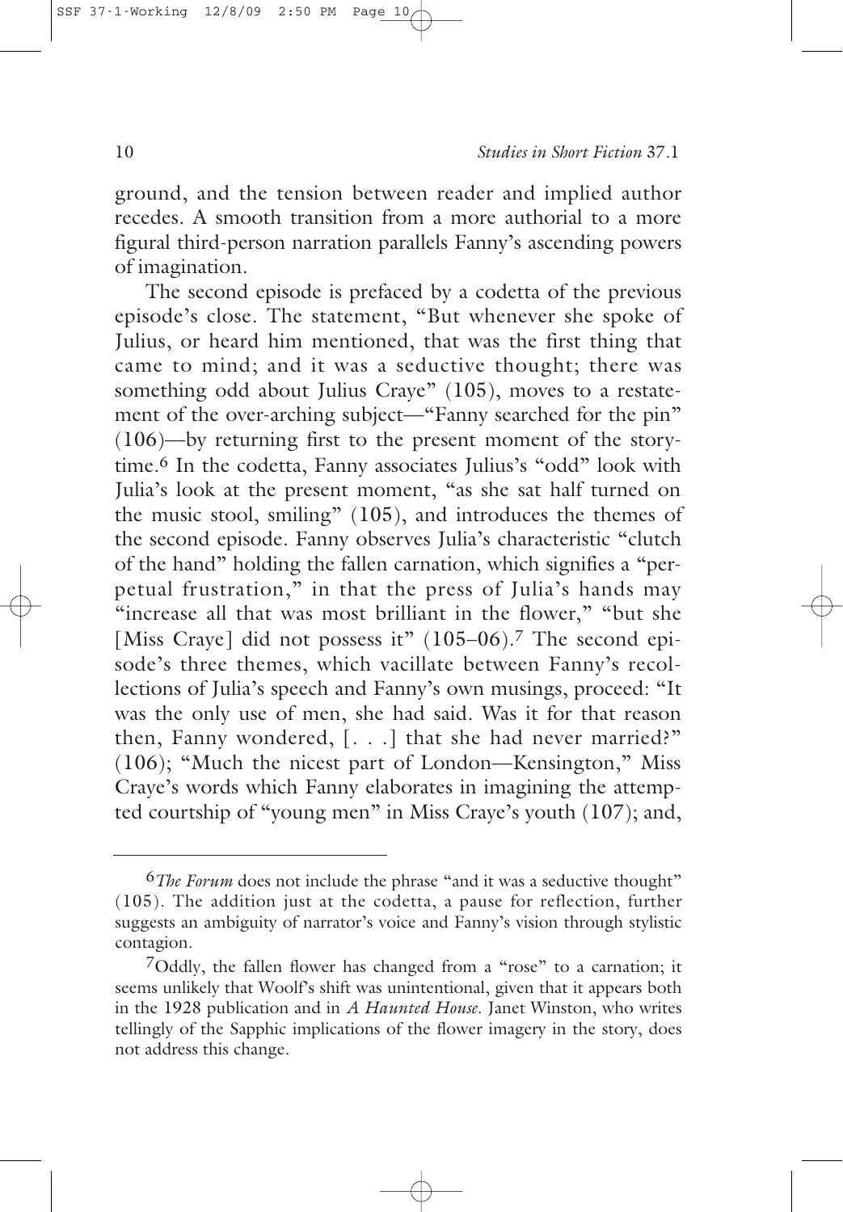ground, and the tension between reader and implied author recedes. A smooth transition from a more authorial to a more figural third-person narration parallels Fanny's ascending powers of imagination.

The second episode is prefaced by a codetta of the previous episode's close. The statement, "But whenever she spoke of Julius, or heard him mentioned, that was the first thing that came to mind; and it was a seductive thought; there was something odd about Julius Craye" (105), moves to a restatement of the over-arching subject—"Fanny searched for the pin" (106)—by returning first to the present moment of the storytime.[6] In the codetta, Fanny associates Julius's "odd" look with Julia's look at the present moment, "as she sat half turned on the music stool, smiling" (105), and introduces the themes of the second episode. Fanny observes Julia's characteristic "clutch of the hand" holding the fallen carnation, which signifies a "perpetual frustration," in that the press of Julia's hands may "increase all that was most brilliant in the flower," "but she [Miss Craye] did not possess it" (105–06).[7] The second episode's three themes, which vacillate between Fanny's recollections of Julia's speech and Fanny's own musings, proceed: "It was the only use of men, she had said. Was it for that reason then, Fanny wondered, [. . .] that she had never married?" (106); "Much the nicest part of London—Kensington," Miss Craye's words which Fanny elaborates in imagining the attempted courtship of "young men" in Miss Craye's youth (107); and,

---

[6] *The Forum* does not include the phrase "and it was a seductive thought" (105). The addition just at the codetta, a pause for reflection, further suggests an ambiguity of narrator's voice and Fanny's vision through stylistic contagion.

[7] Oddly, the fallen flower has changed from a "rose" to a carnation; it seems unlikely that Woolf's shift was unintentional, given that it appears both in the 1928 publication and in *A Haunted House*. Janet Winston, who writes tellingly of the Sapphic implications of the flower imagery in the story, does not address this change.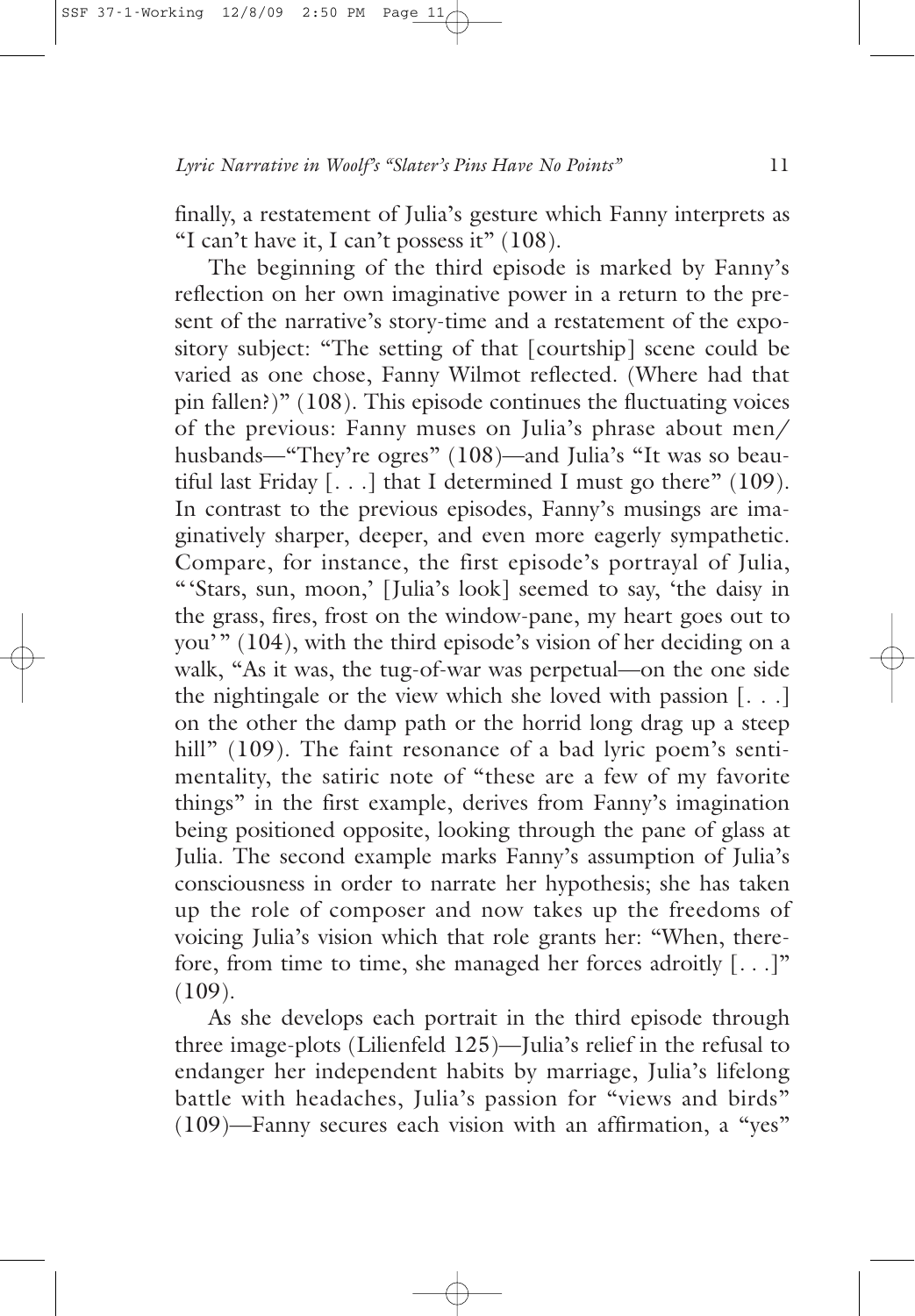finally, a restatement of Julia's gesture which Fanny interprets as "I can't have it, I can't possess it" (108).

The beginning of the third episode is marked by Fanny's reflection on her own imaginative power in a return to the present of the narrative's story-time and a restatement of the expository subject: "The setting of that [courtship] scene could be varied as one chose, Fanny Wilmot reflected. (Where had that pin fallen?)" (108). This episode continues the fluctuating voices of the previous: Fanny muses on Julia's phrase about men/husbands—"They're ogres" (108)—and Julia's "It was so beautiful last Friday [. . .] that I determined I must go there" (109). In contrast to the previous episodes, Fanny's musings are imaginatively sharper, deeper, and even more eagerly sympathetic. Compare, for instance, the first episode's portrayal of Julia, "'Stars, sun, moon,' [Julia's look] seemed to say, 'the daisy in the grass, fires, frost on the window-pane, my heart goes out to you'" (104), with the third episode's vision of her deciding on a walk, "As it was, the tug-of-war was perpetual—on the one side the nightingale or the view which she loved with passion [. . .] on the other the damp path or the horrid long drag up a steep hill" (109). The faint resonance of a bad lyric poem's sentimentality, the satiric note of "these are a few of my favorite things" in the first example, derives from Fanny's imagination being positioned opposite, looking through the pane of glass at Julia. The second example marks Fanny's assumption of Julia's consciousness in order to narrate her hypothesis; she has taken up the role of composer and now takes up the freedoms of voicing Julia's vision which that role grants her: "When, therefore, from time to time, she managed her forces adroitly [. . .]" (109).

As she develops each portrait in the third episode through three image-plots (Lilienfeld 125)—Julia's relief in the refusal to endanger her independent habits by marriage, Julia's lifelong battle with headaches, Julia's passion for "views and birds" (109)—Fanny secures each vision with an affirmation, a "yes"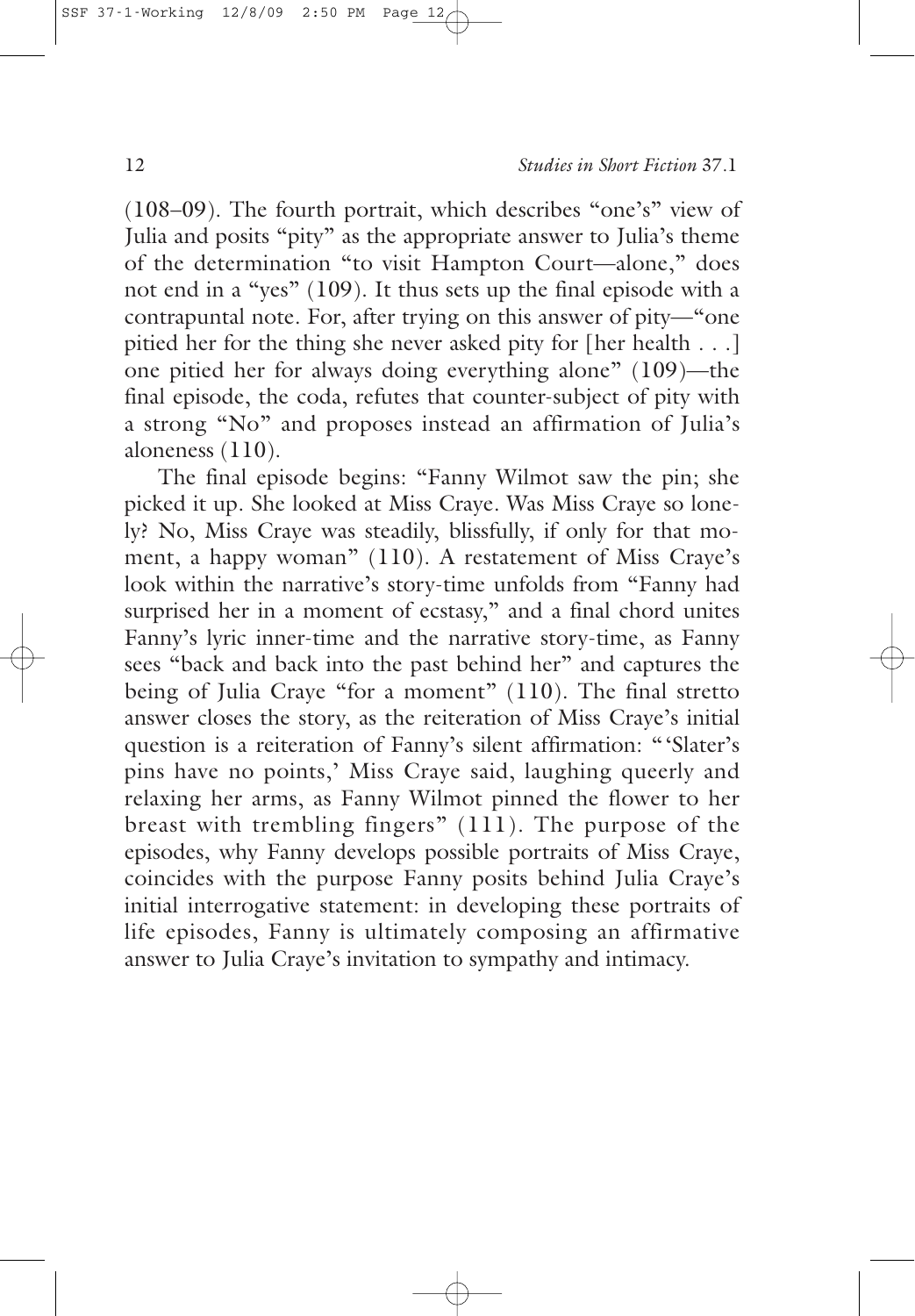(108–09). The fourth portrait, which describes "one's" view of Julia and posits "pity" as the appropriate answer to Julia's theme of the determination "to visit Hampton Court—alone," does not end in a "yes" (109). It thus sets up the final episode with a contrapuntal note. For, after trying on this answer of pity—"one pitied her for the thing she never asked pity for [her health . . .] one pitied her for always doing everything alone" (109)—the final episode, the coda, refutes that counter-subject of pity with a strong "No" and proposes instead an affirmation of Julia's aloneness (110).

The final episode begins: "Fanny Wilmot saw the pin; she picked it up. She looked at Miss Craye. Was Miss Craye so lonely? No, Miss Craye was steadily, blissfully, if only for that moment, a happy woman" (110). A restatement of Miss Craye's look within the narrative's story-time unfolds from "Fanny had surprised her in a moment of ecstasy," and a final chord unites Fanny's lyric inner-time and the narrative story-time, as Fanny sees "back and back into the past behind her" and captures the being of Julia Craye "for a moment" (110). The final stretto answer closes the story, as the reiteration of Miss Craye's initial question is a reiteration of Fanny's silent affirmation: "'Slater's pins have no points,' Miss Craye said, laughing queerly and relaxing her arms, as Fanny Wilmot pinned the flower to her breast with trembling fingers" (111). The purpose of the episodes, why Fanny develops possible portraits of Miss Craye, coincides with the purpose Fanny posits behind Julia Craye's initial interrogative statement: in developing these portraits of life episodes, Fanny is ultimately composing an affirmative answer to Julia Craye's invitation to sympathy and intimacy.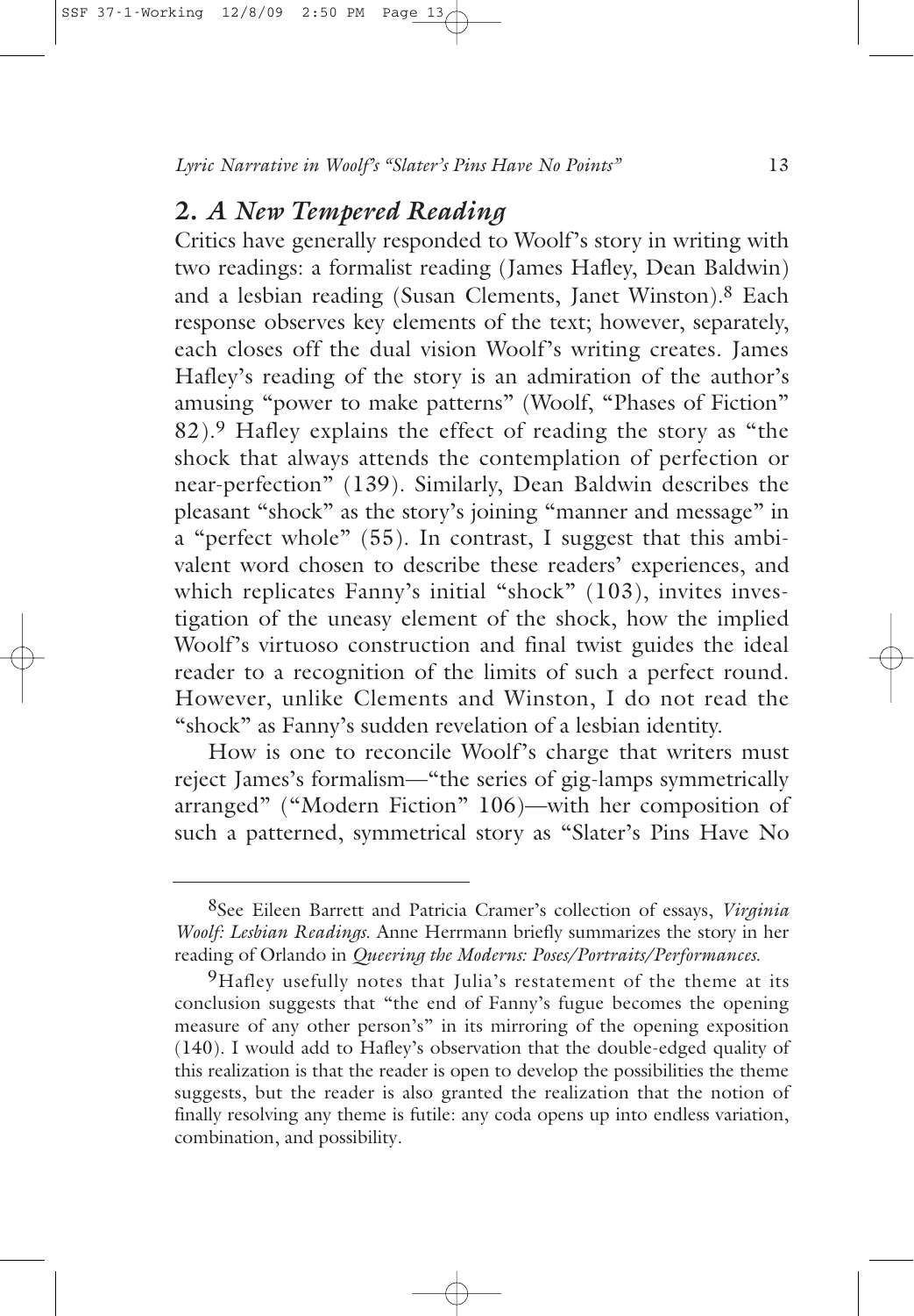## 2. *A New Tempered Reading*

Critics have generally responded to Woolf's story in writing with two readings: a formalist reading (James Hafley, Dean Baldwin) and a lesbian reading (Susan Clements, Janet Winston).[8] Each response observes key elements of the text; however, separately, each closes off the dual vision Woolf's writing creates. James Hafley's reading of the story is an admiration of the author's amusing "power to make patterns" (Woolf, "Phases of Fiction" 82).[9] Hafley explains the effect of reading the story as "the shock that always attends the contemplation of perfection or near-perfection" (139). Similarly, Dean Baldwin describes the pleasant "shock" as the story's joining "manner and message" in a "perfect whole" (55). In contrast, I suggest that this ambivalent word chosen to describe these readers' experiences, and which replicates Fanny's initial "shock" (103), invites investigation of the uneasy element of the shock, how the implied Woolf's virtuoso construction and final twist guides the ideal reader to a recognition of the limits of such a perfect round. However, unlike Clements and Winston, I do not read the "shock" as Fanny's sudden revelation of a lesbian identity.

How is one to reconcile Woolf's charge that writers must reject James's formalism—"the series of gig-lamps symmetrically arranged" ("Modern Fiction" 106)—with her composition of such a patterned, symmetrical story as "Slater's Pins Have No

---

[8]See Eileen Barrett and Patricia Cramer's collection of essays, *Virginia Woolf: Lesbian Readings*. Anne Herrmann briefly summarizes the story in her reading of Orlando in *Queering the Moderns: Poses/Portraits/Performances*.

[9]Hafley usefully notes that Julia's restatement of the theme at its conclusion suggests that "the end of Fanny's fugue becomes the opening measure of any other person's" in its mirroring of the opening exposition (140). I would add to Hafley's observation that the double-edged quality of this realization is that the reader is open to develop the possibilities the theme suggests, but the reader is also granted the realization that the notion of finally resolving any theme is futile: any coda opens up into endless variation, combination, and possibility.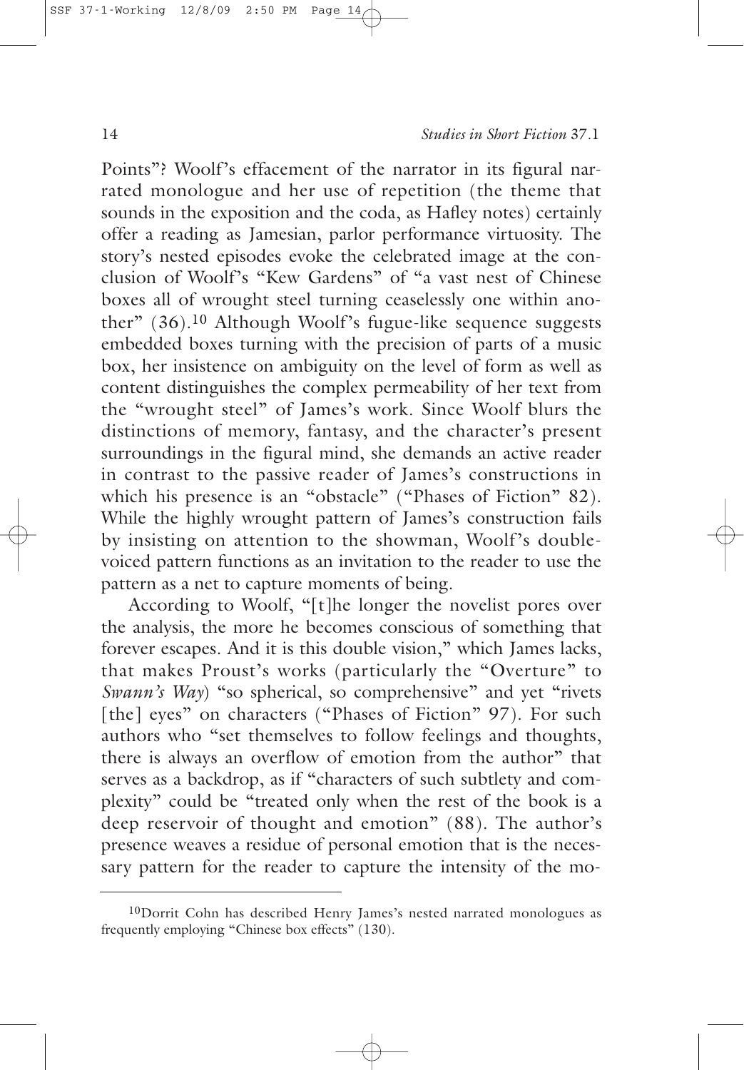Points"? Woolf's effacement of the narrator in its figural narrated monologue and her use of repetition (the theme that sounds in the exposition and the coda, as Hafley notes) certainly offer a reading as Jamesian, parlor performance virtuosity. The story's nested episodes evoke the celebrated image at the conclusion of Woolf's "Kew Gardens" of "a vast nest of Chinese boxes all of wrought steel turning ceaselessly one within another" (36).[10] Although Woolf's fugue-like sequence suggests embedded boxes turning with the precision of parts of a music box, her insistence on ambiguity on the level of form as well as content distinguishes the complex permeability of her text from the "wrought steel" of James's work. Since Woolf blurs the distinctions of memory, fantasy, and the character's present surroundings in the figural mind, she demands an active reader in contrast to the passive reader of James's constructions in which his presence is an "obstacle" ("Phases of Fiction" 82). While the highly wrought pattern of James's construction fails by insisting on attention to the showman, Woolf's double-voiced pattern functions as an invitation to the reader to use the pattern as a net to capture moments of being.

According to Woolf, "[t]he longer the novelist pores over the analysis, the more he becomes conscious of something that forever escapes. And it is this double vision," which James lacks, that makes Proust's works (particularly the "Overture" to *Swann's Way*) "so spherical, so comprehensive" and yet "rivets [the] eyes" on characters ("Phases of Fiction" 97). For such authors who "set themselves to follow feelings and thoughts, there is always an overflow of emotion from the author" that serves as a backdrop, as if "characters of such subtlety and complexity" could be "treated only when the rest of the book is a deep reservoir of thought and emotion" (88). The author's presence weaves a residue of personal emotion that is the necessary pattern for the reader to capture the intensity of the mo-

[10] Dorrit Cohn has described Henry James's nested narrated monologues as frequently employing "Chinese box effects" (130).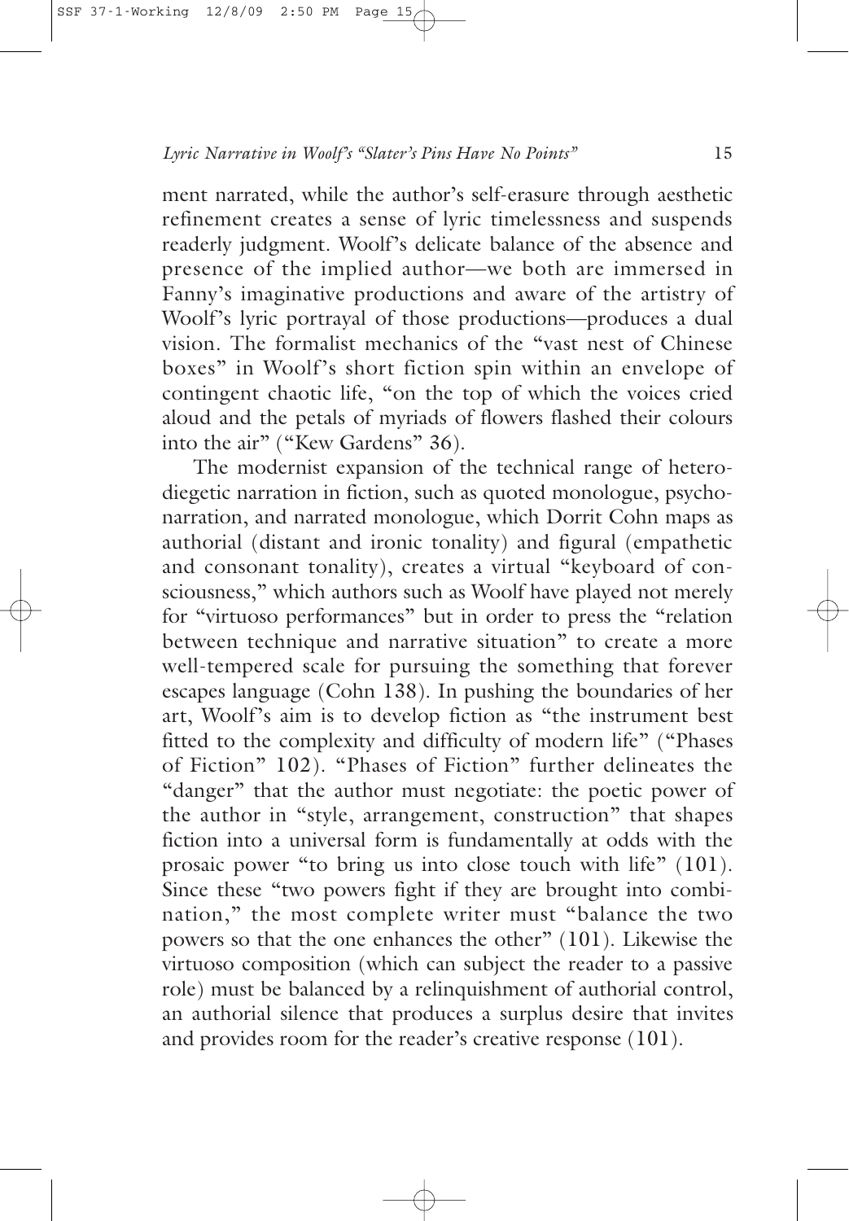ment narrated, while the author's self-erasure through aesthetic refinement creates a sense of lyric timelessness and suspends readerly judgment. Woolf's delicate balance of the absence and presence of the implied author—we both are immersed in Fanny's imaginative productions and aware of the artistry of Woolf's lyric portrayal of those productions—produces a dual vision. The formalist mechanics of the "vast nest of Chinese boxes" in Woolf's short fiction spin within an envelope of contingent chaotic life, "on the top of which the voices cried aloud and the petals of myriads of flowers flashed their colours into the air" ("Kew Gardens" 36).

The modernist expansion of the technical range of heterodiegetic narration in fiction, such as quoted monologue, psychonarration, and narrated monologue, which Dorrit Cohn maps as authorial (distant and ironic tonality) and figural (empathetic and consonant tonality), creates a virtual "keyboard of consciousness," which authors such as Woolf have played not merely for "virtuoso performances" but in order to press the "relation between technique and narrative situation" to create a more well-tempered scale for pursuing the something that forever escapes language (Cohn 138). In pushing the boundaries of her art, Woolf's aim is to develop fiction as "the instrument best fitted to the complexity and difficulty of modern life" ("Phases of Fiction" 102). "Phases of Fiction" further delineates the "danger" that the author must negotiate: the poetic power of the author in "style, arrangement, construction" that shapes fiction into a universal form is fundamentally at odds with the prosaic power "to bring us into close touch with life" (101). Since these "two powers fight if they are brought into combination," the most complete writer must "balance the two powers so that the one enhances the other" (101). Likewise the virtuoso composition (which can subject the reader to a passive role) must be balanced by a relinquishment of authorial control, an authorial silence that produces a surplus desire that invites and provides room for the reader's creative response (101).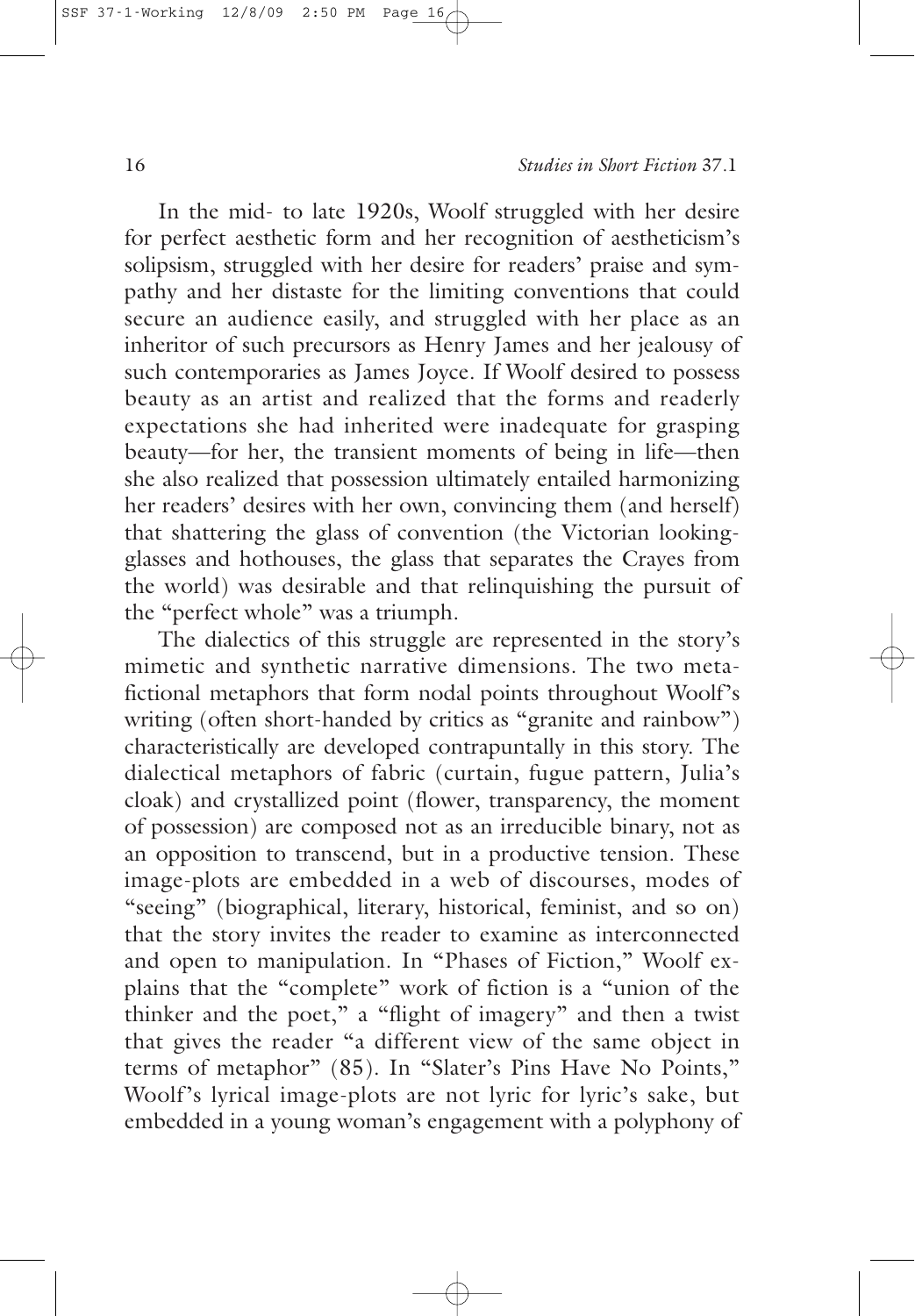In the mid- to late 1920s, Woolf struggled with her desire for perfect aesthetic form and her recognition of aestheticism's solipsism, struggled with her desire for readers' praise and sympathy and her distaste for the limiting conventions that could secure an audience easily, and struggled with her place as an inheritor of such precursors as Henry James and her jealousy of such contemporaries as James Joyce. If Woolf desired to possess beauty as an artist and realized that the forms and readerly expectations she had inherited were inadequate for grasping beauty—for her, the transient moments of being in life—then she also realized that possession ultimately entailed harmonizing her readers' desires with her own, convincing them (and herself) that shattering the glass of convention (the Victorian looking-glasses and hothouses, the glass that separates the Crayes from the world) was desirable and that relinquishing the pursuit of the "perfect whole" was a triumph.

The dialectics of this struggle are represented in the story's mimetic and synthetic narrative dimensions. The two metafictional metaphors that form nodal points throughout Woolf's writing (often short-handed by critics as "granite and rainbow") characteristically are developed contrapuntally in this story. The dialectical metaphors of fabric (curtain, fugue pattern, Julia's cloak) and crystallized point (flower, transparency, the moment of possession) are composed not as an irreducible binary, not as an opposition to transcend, but in a productive tension. These image-plots are embedded in a web of discourses, modes of "seeing" (biographical, literary, historical, feminist, and so on) that the story invites the reader to examine as interconnected and open to manipulation. In "Phases of Fiction," Woolf explains that the "complete" work of fiction is a "union of the thinker and the poet," a "flight of imagery" and then a twist that gives the reader "a different view of the same object in terms of metaphor" (85). In "Slater's Pins Have No Points," Woolf's lyrical image-plots are not lyric for lyric's sake, but embedded in a young woman's engagement with a polyphony of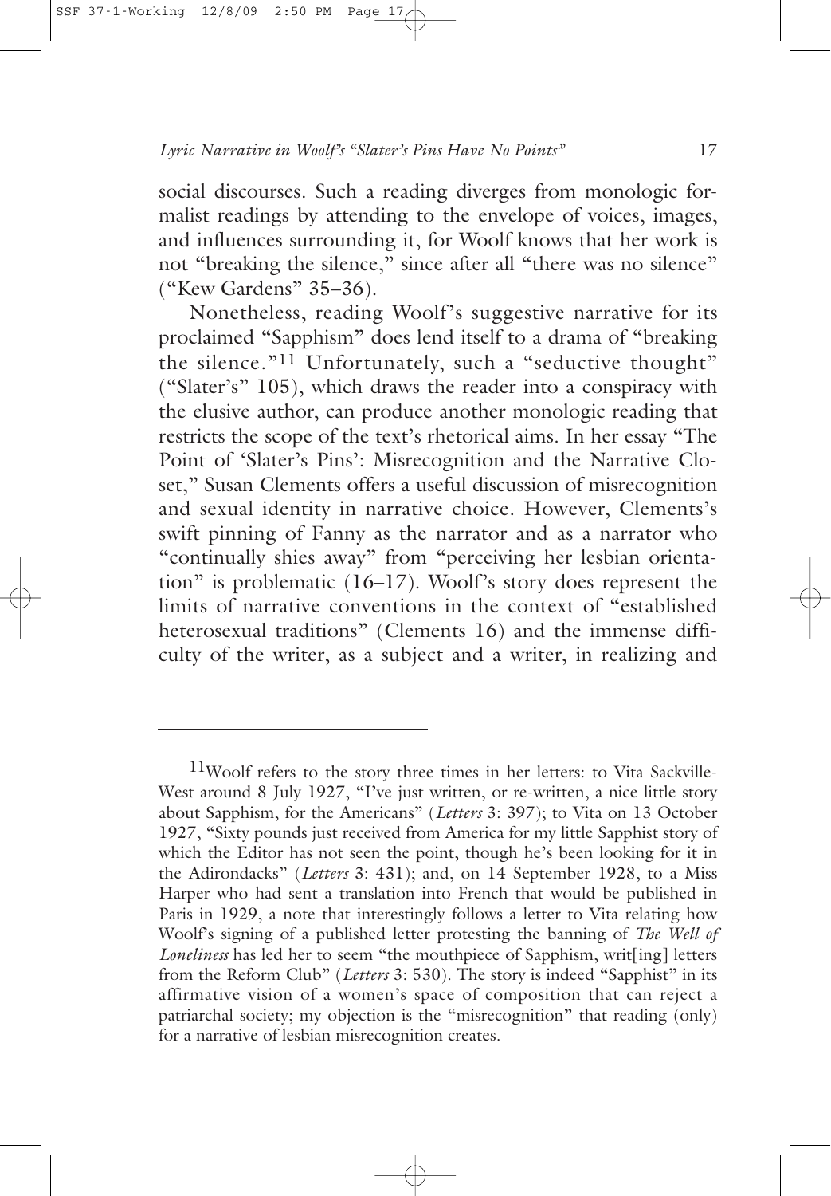social discourses. Such a reading diverges from monologic formalist readings by attending to the envelope of voices, images, and influences surrounding it, for Woolf knows that her work is not "breaking the silence," since after all "there was no silence" ("Kew Gardens" 35–36).

Nonetheless, reading Woolf's suggestive narrative for its proclaimed "Sapphism" does lend itself to a drama of "breaking the silence."[11] Unfortunately, such a "seductive thought" ("Slater's" 105), which draws the reader into a conspiracy with the elusive author, can produce another monologic reading that restricts the scope of the text's rhetorical aims. In her essay "The Point of 'Slater's Pins': Misrecognition and the Narrative Closet," Susan Clements offers a useful discussion of misrecognition and sexual identity in narrative choice. However, Clements's swift pinning of Fanny as the narrator and as a narrator who "continually shies away" from "perceiving her lesbian orientation" is problematic (16–17). Woolf's story does represent the limits of narrative conventions in the context of "established heterosexual traditions" (Clements 16) and the immense difficulty of the writer, as a subject and a writer, in realizing and

---

[11]Woolf refers to the story three times in her letters: to Vita Sackville-West around 8 July 1927, "I've just written, or re-written, a nice little story about Sapphism, for the Americans" (*Letters* 3: 397); to Vita on 13 October 1927, "Sixty pounds just received from America for my little Sapphist story of which the Editor has not seen the point, though he's been looking for it in the Adirondacks" (*Letters* 3: 431); and, on 14 September 1928, to a Miss Harper who had sent a translation into French that would be published in Paris in 1929, a note that interestingly follows a letter to Vita relating how Woolf's signing of a published letter protesting the banning of *The Well of Loneliness* has led her to seem "the mouthpiece of Sapphism, writ[ing] letters from the Reform Club" (*Letters* 3: 530). The story is indeed "Sapphist" in its affirmative vision of a women's space of composition that can reject a patriarchal society; my objection is the "misrecognition" that reading (only) for a narrative of lesbian misrecognition creates.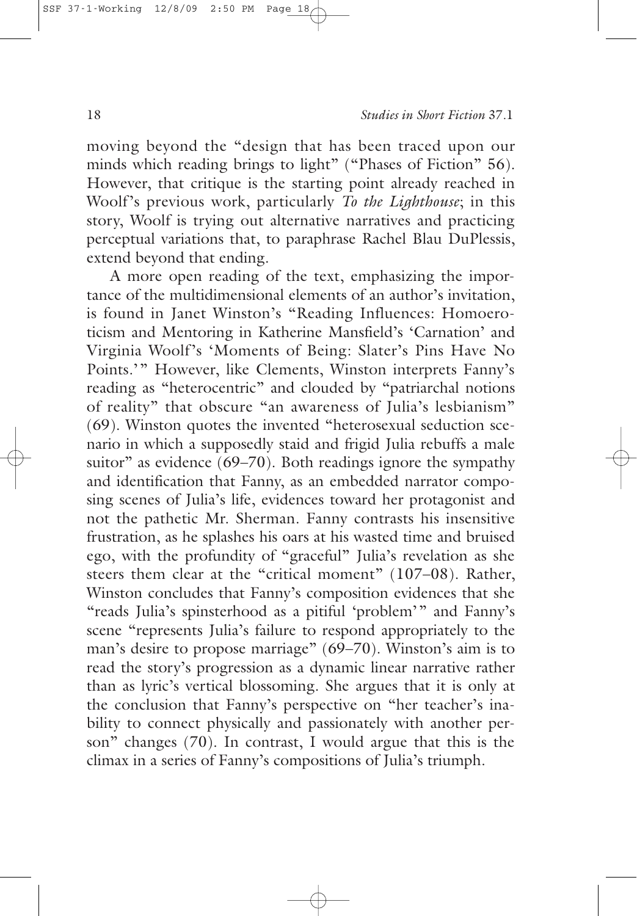moving beyond the "design that has been traced upon our minds which reading brings to light" ("Phases of Fiction" 56). However, that critique is the starting point already reached in Woolf's previous work, particularly *To the Lighthouse*; in this story, Woolf is trying out alternative narratives and practicing perceptual variations that, to paraphrase Rachel Blau DuPlessis, extend beyond that ending.

A more open reading of the text, emphasizing the importance of the multidimensional elements of an author's invitation, is found in Janet Winston's "Reading Influences: Homoeroticism and Mentoring in Katherine Mansfield's 'Carnation' and Virginia Woolf's 'Moments of Being: Slater's Pins Have No Points.'" However, like Clements, Winston interprets Fanny's reading as "heterocentric" and clouded by "patriarchal notions of reality" that obscure "an awareness of Julia's lesbianism" (69). Winston quotes the invented "heterosexual seduction scenario in which a supposedly staid and frigid Julia rebuffs a male suitor" as evidence (69–70). Both readings ignore the sympathy and identification that Fanny, as an embedded narrator composing scenes of Julia's life, evidences toward her protagonist and not the pathetic Mr. Sherman. Fanny contrasts his insensitive frustration, as he splashes his oars at his wasted time and bruised ego, with the profundity of "graceful" Julia's revelation as she steers them clear at the "critical moment" (107–08). Rather, Winston concludes that Fanny's composition evidences that she "reads Julia's spinsterhood as a pitiful 'problem'" and Fanny's scene "represents Julia's failure to respond appropriately to the man's desire to propose marriage" (69–70). Winston's aim is to read the story's progression as a dynamic linear narrative rather than as lyric's vertical blossoming. She argues that it is only at the conclusion that Fanny's perspective on "her teacher's inability to connect physically and passionately with another person" changes (70). In contrast, I would argue that this is the climax in a series of Fanny's compositions of Julia's triumph.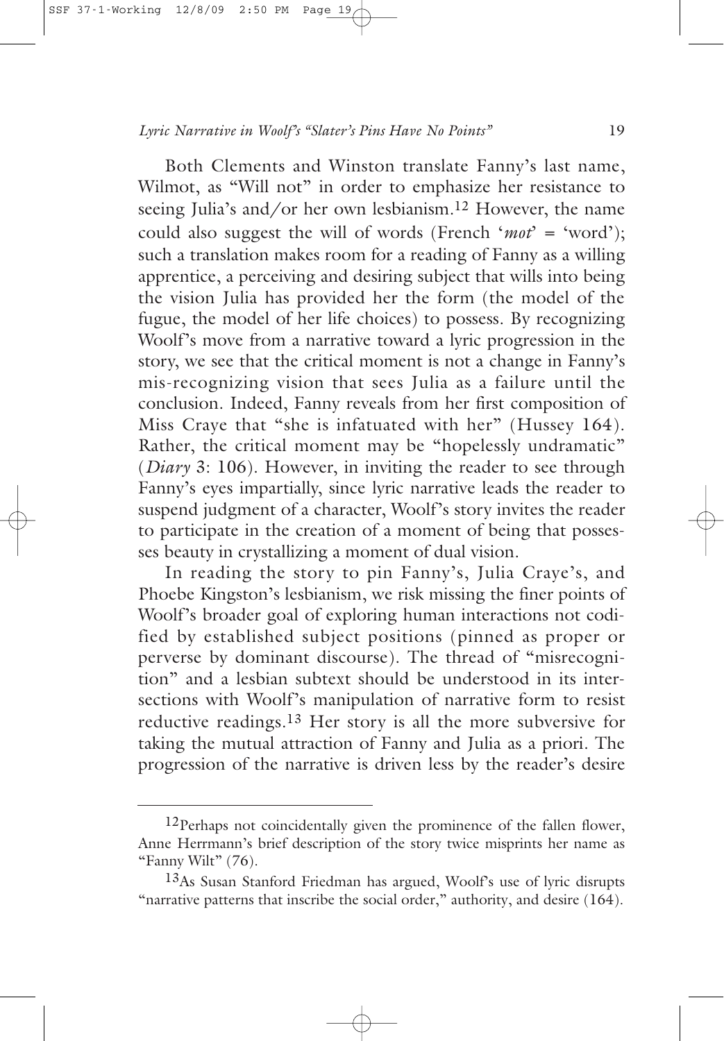Both Clements and Winston translate Fanny's last name, Wilmot, as "Will not" in order to emphasize her resistance to seeing Julia's and/or her own lesbianism.[12] However, the name could also suggest the will of words (French '*mot*' = 'word'); such a translation makes room for a reading of Fanny as a willing apprentice, a perceiving and desiring subject that wills into being the vision Julia has provided her the form (the model of the fugue, the model of her life choices) to possess. By recognizing Woolf's move from a narrative toward a lyric progression in the story, we see that the critical moment is not a change in Fanny's mis-recognizing vision that sees Julia as a failure until the conclusion. Indeed, Fanny reveals from her first composition of Miss Craye that "she is infatuated with her" (Hussey 164). Rather, the critical moment may be "hopelessly undramatic" (*Diary* 3: 106). However, in inviting the reader to see through Fanny's eyes impartially, since lyric narrative leads the reader to suspend judgment of a character, Woolf's story invites the reader to participate in the creation of a moment of being that possesses beauty in crystallizing a moment of dual vision.

In reading the story to pin Fanny's, Julia Craye's, and Phoebe Kingston's lesbianism, we risk missing the finer points of Woolf's broader goal of exploring human interactions not codified by established subject positions (pinned as proper or perverse by dominant discourse). The thread of "misrecognition" and a lesbian subtext should be understood in its intersections with Woolf's manipulation of narrative form to resist reductive readings.[13] Her story is all the more subversive for taking the mutual attraction of Fanny and Julia as a priori. The progression of the narrative is driven less by the reader's desire

---

[12] Perhaps not coincidentally given the prominence of the fallen flower, Anne Herrmann's brief description of the story twice misprints her name as "Fanny Wilt" (76).

[13] As Susan Stanford Friedman has argued, Woolf's use of lyric disrupts "narrative patterns that inscribe the social order," authority, and desire (164).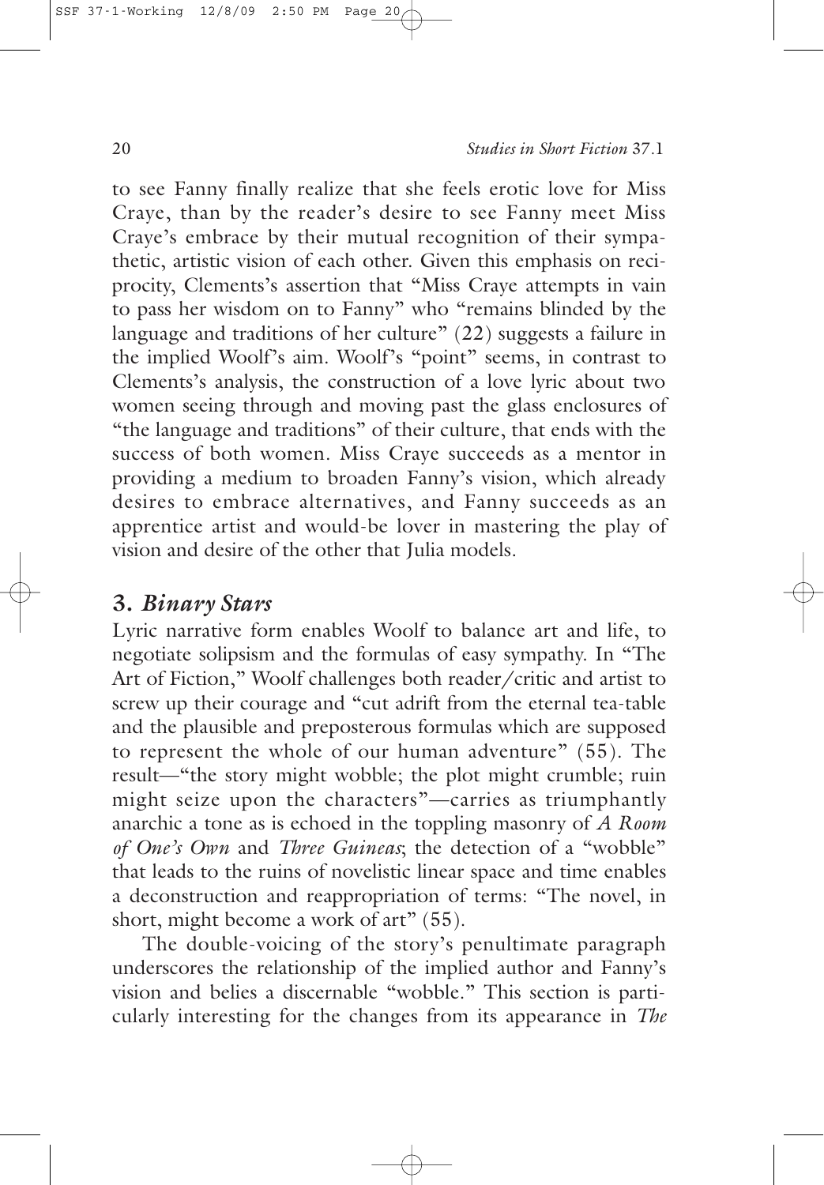to see Fanny finally realize that she feels erotic love for Miss Craye, than by the reader's desire to see Fanny meet Miss Craye's embrace by their mutual recognition of their sympathetic, artistic vision of each other. Given this emphasis on reciprocity, Clements's assertion that "Miss Craye attempts in vain to pass her wisdom on to Fanny" who "remains blinded by the language and traditions of her culture" (22) suggests a failure in the implied Woolf's aim. Woolf's "point" seems, in contrast to Clements's analysis, the construction of a love lyric about two women seeing through and moving past the glass enclosures of "the language and traditions" of their culture, that ends with the success of both women. Miss Craye succeeds as a mentor in providing a medium to broaden Fanny's vision, which already desires to embrace alternatives, and Fanny succeeds as an apprentice artist and would-be lover in mastering the play of vision and desire of the other that Julia models.

## 3. *Binary Stars*

Lyric narrative form enables Woolf to balance art and life, to negotiate solipsism and the formulas of easy sympathy. In "The Art of Fiction," Woolf challenges both reader/critic and artist to screw up their courage and "cut adrift from the eternal tea-table and the plausible and preposterous formulas which are supposed to represent the whole of our human adventure" (55). The result—"the story might wobble; the plot might crumble; ruin might seize upon the characters"—carries as triumphantly anarchic a tone as is echoed in the toppling masonry of *A Room of One's Own* and *Three Guineas*; the detection of a "wobble" that leads to the ruins of novelistic linear space and time enables a deconstruction and reappropriation of terms: "The novel, in short, might become a work of art" (55).

The double-voicing of the story's penultimate paragraph underscores the relationship of the implied author and Fanny's vision and belies a discernable "wobble." This section is particularly interesting for the changes from its appearance in *The*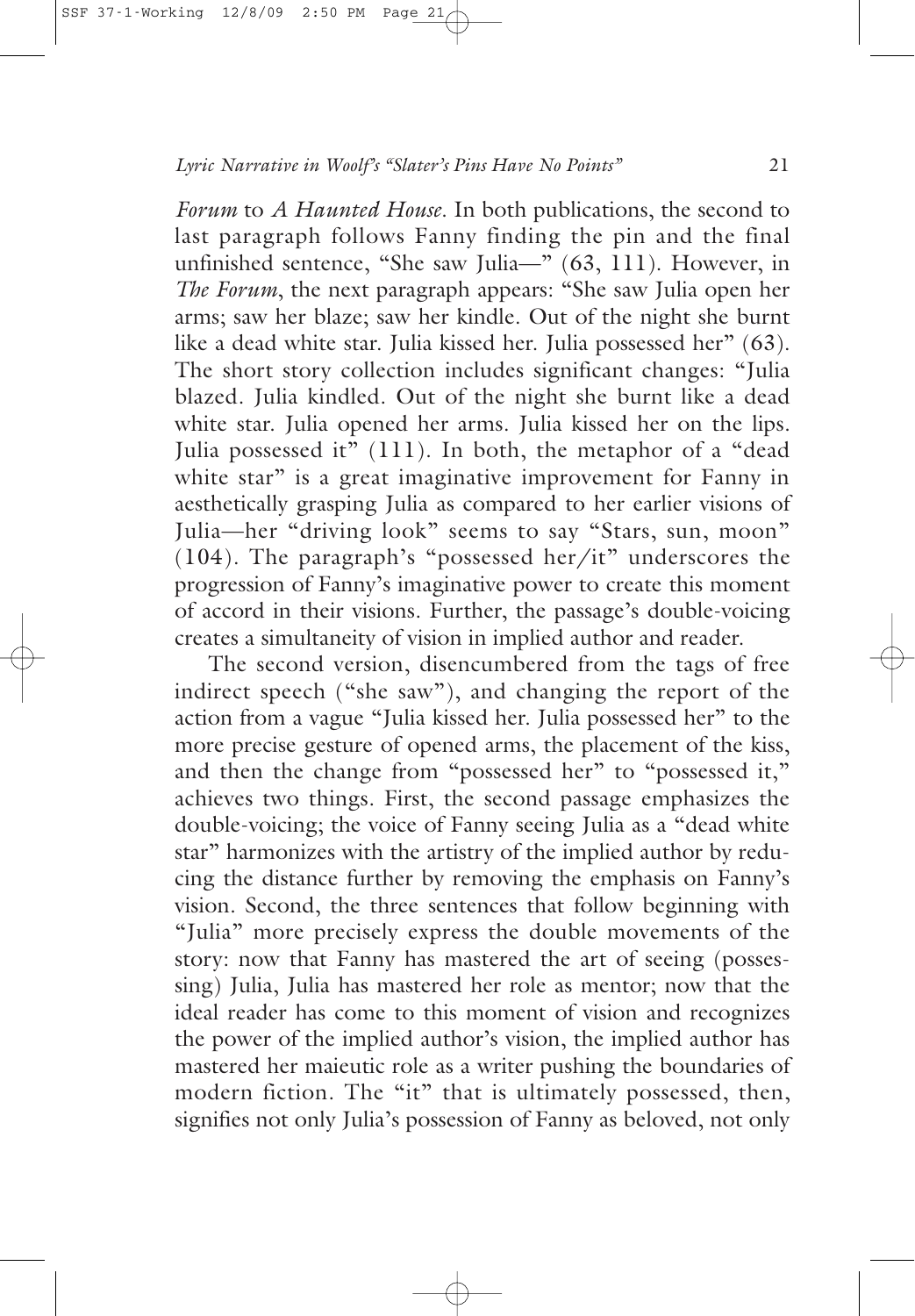*Forum* to *A Haunted House*. In both publications, the second to last paragraph follows Fanny finding the pin and the final unfinished sentence, "She saw Julia—" (63, 111). However, in *The Forum*, the next paragraph appears: "She saw Julia open her arms; saw her blaze; saw her kindle. Out of the night she burnt like a dead white star. Julia kissed her. Julia possessed her" (63). The short story collection includes significant changes: "Julia blazed. Julia kindled. Out of the night she burnt like a dead white star. Julia opened her arms. Julia kissed her on the lips. Julia possessed it" (111). In both, the metaphor of a "dead white star" is a great imaginative improvement for Fanny in aesthetically grasping Julia as compared to her earlier visions of Julia—her "driving look" seems to say "Stars, sun, moon" (104). The paragraph's "possessed her/it" underscores the progression of Fanny's imaginative power to create this moment of accord in their visions. Further, the passage's double-voicing creates a simultaneity of vision in implied author and reader.

The second version, disencumbered from the tags of free indirect speech ("she saw"), and changing the report of the action from a vague "Julia kissed her. Julia possessed her" to the more precise gesture of opened arms, the placement of the kiss, and then the change from "possessed her" to "possessed it," achieves two things. First, the second passage emphasizes the double-voicing; the voice of Fanny seeing Julia as a "dead white star" harmonizes with the artistry of the implied author by reducing the distance further by removing the emphasis on Fanny's vision. Second, the three sentences that follow beginning with "Julia" more precisely express the double movements of the story: now that Fanny has mastered the art of seeing (possessing) Julia, Julia has mastered her role as mentor; now that the ideal reader has come to this moment of vision and recognizes the power of the implied author's vision, the implied author has mastered her maieutic role as a writer pushing the boundaries of modern fiction. The "it" that is ultimately possessed, then, signifies not only Julia's possession of Fanny as beloved, not only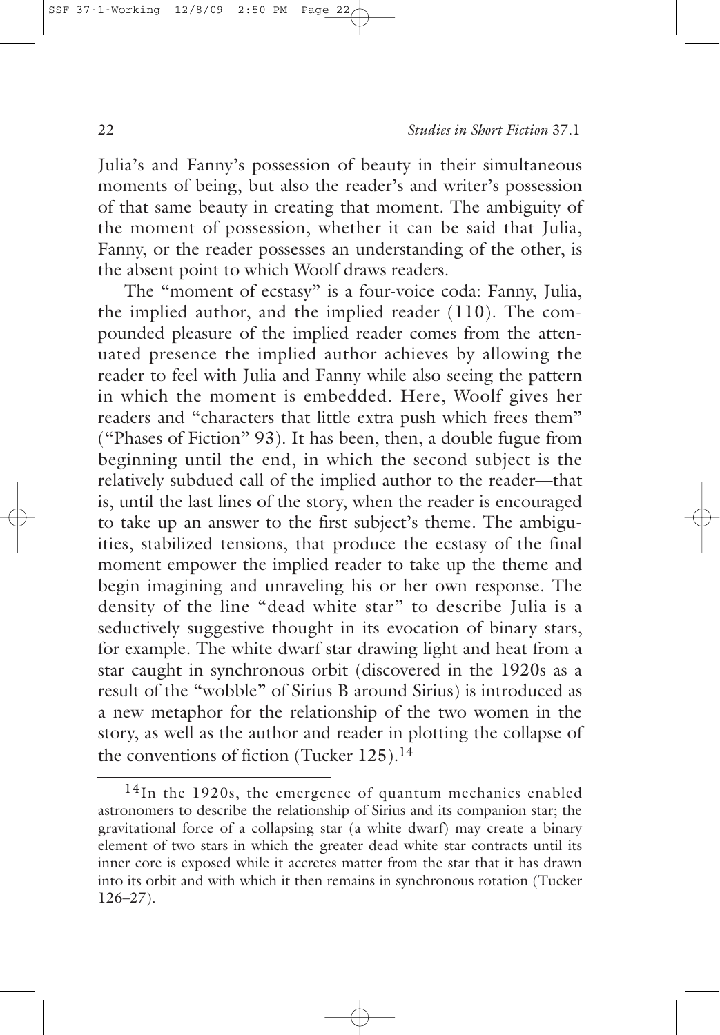Julia's and Fanny's possession of beauty in their simultaneous moments of being, but also the reader's and writer's possession of that same beauty in creating that moment. The ambiguity of the moment of possession, whether it can be said that Julia, Fanny, or the reader possesses an understanding of the other, is the absent point to which Woolf draws readers.

The "moment of ecstasy" is a four-voice coda: Fanny, Julia, the implied author, and the implied reader (110). The compounded pleasure of the implied reader comes from the attenuated presence the implied author achieves by allowing the reader to feel with Julia and Fanny while also seeing the pattern in which the moment is embedded. Here, Woolf gives her readers and "characters that little extra push which frees them" ("Phases of Fiction" 93). It has been, then, a double fugue from beginning until the end, in which the second subject is the relatively subdued call of the implied author to the reader—that is, until the last lines of the story, when the reader is encouraged to take up an answer to the first subject's theme. The ambiguities, stabilized tensions, that produce the ecstasy of the final moment empower the implied reader to take up the theme and begin imagining and unraveling his or her own response. The density of the line "dead white star" to describe Julia is a seductively suggestive thought in its evocation of binary stars, for example. The white dwarf star drawing light and heat from a star caught in synchronous orbit (discovered in the 1920s as a result of the "wobble" of Sirius B around Sirius) is introduced as a new metaphor for the relationship of the two women in the story, as well as the author and reader in plotting the collapse of the conventions of fiction (Tucker 125).[14]

[14]In the 1920s, the emergence of quantum mechanics enabled astronomers to describe the relationship of Sirius and its companion star; the gravitational force of a collapsing star (a white dwarf) may create a binary element of two stars in which the greater dead white star contracts until its inner core is exposed while it accretes matter from the star that it has drawn into its orbit and with which it then remains in synchronous rotation (Tucker 126–27).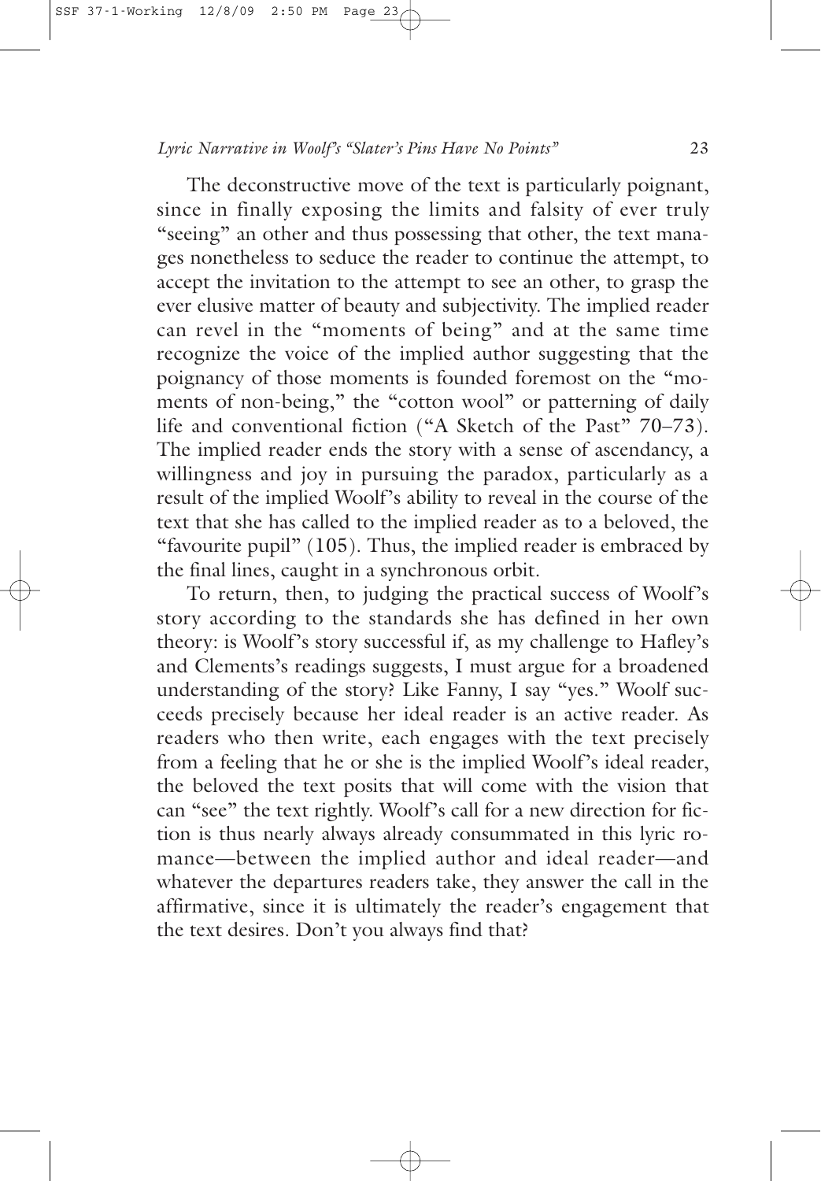The deconstructive move of the text is particularly poignant, since in finally exposing the limits and falsity of ever truly "seeing" an other and thus possessing that other, the text manages nonetheless to seduce the reader to continue the attempt, to accept the invitation to the attempt to see an other, to grasp the ever elusive matter of beauty and subjectivity. The implied reader can revel in the "moments of being" and at the same time recognize the voice of the implied author suggesting that the poignancy of those moments is founded foremost on the "moments of non-being," the "cotton wool" or patterning of daily life and conventional fiction ("A Sketch of the Past" 70–73). The implied reader ends the story with a sense of ascendancy, a willingness and joy in pursuing the paradox, particularly as a result of the implied Woolf's ability to reveal in the course of the text that she has called to the implied reader as to a beloved, the "favourite pupil" (105). Thus, the implied reader is embraced by the final lines, caught in a synchronous orbit.

To return, then, to judging the practical success of Woolf's story according to the standards she has defined in her own theory: is Woolf's story successful if, as my challenge to Hafley's and Clements's readings suggests, I must argue for a broadened understanding of the story? Like Fanny, I say "yes." Woolf succeeds precisely because her ideal reader is an active reader. As readers who then write, each engages with the text precisely from a feeling that he or she is the implied Woolf's ideal reader, the beloved the text posits that will come with the vision that can "see" the text rightly. Woolf's call for a new direction for fiction is thus nearly always already consummated in this lyric romance—between the implied author and ideal reader—and whatever the departures readers take, they answer the call in the affirmative, since it is ultimately the reader's engagement that the text desires. Don't you always find that?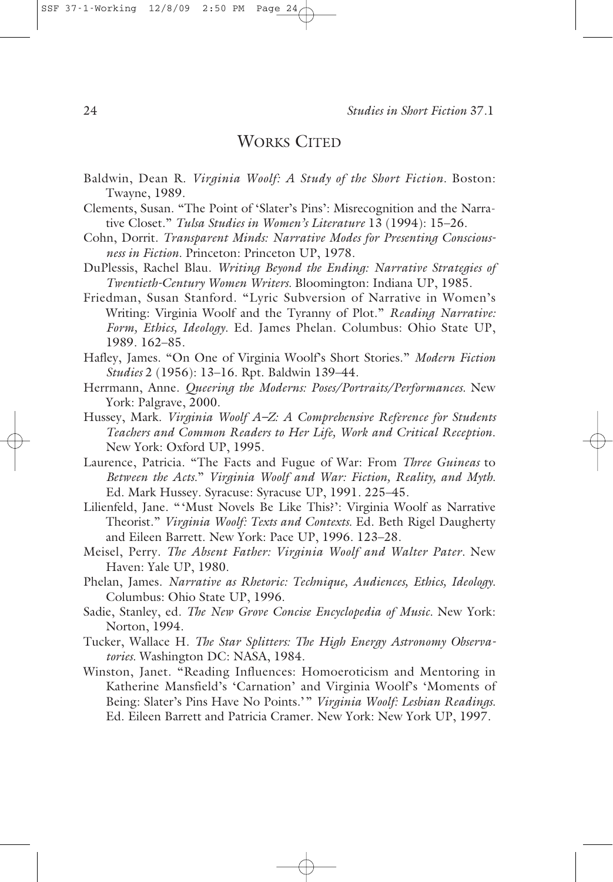## WORKS CITED

Baldwin, Dean R. *Virginia Woolf: A Study of the Short Fiction*. Boston: Twayne, 1989.

Clements, Susan. "The Point of 'Slater's Pins': Misrecognition and the Narrative Closet." *Tulsa Studies in Women's Literature* 13 (1994): 15–26.

Cohn, Dorrit. *Transparent Minds: Narrative Modes for Presenting Consciousness in Fiction*. Princeton: Princeton UP, 1978.

DuPlessis, Rachel Blau. *Writing Beyond the Ending: Narrative Strategies of Twentieth-Century Women Writers*. Bloomington: Indiana UP, 1985.

Friedman, Susan Stanford. "Lyric Subversion of Narrative in Women's Writing: Virginia Woolf and the Tyranny of Plot." *Reading Narrative: Form, Ethics, Ideology*. Ed. James Phelan. Columbus: Ohio State UP, 1989. 162–85.

Hafley, James. "On One of Virginia Woolf's Short Stories." *Modern Fiction Studies* 2 (1956): 13–16. Rpt. Baldwin 139–44.

Herrmann, Anne. *Queering the Moderns: Poses/Portraits/Performances*. New York: Palgrave, 2000.

Hussey, Mark. *Virginia Woolf A–Z: A Comprehensive Reference for Students Teachers and Common Readers to Her Life, Work and Critical Reception*. New York: Oxford UP, 1995.

Laurence, Patricia. "The Facts and Fugue of War: From *Three Guineas* to *Between the Acts*." *Virginia Woolf and War: Fiction, Reality, and Myth*. Ed. Mark Hussey. Syracuse: Syracuse UP, 1991. 225–45.

Lilienfeld, Jane. "'Must Novels Be Like This?': Virginia Woolf as Narrative Theorist." *Virginia Woolf: Texts and Contexts*. Ed. Beth Rigel Daugherty and Eileen Barrett. New York: Pace UP, 1996. 123–28.

Meisel, Perry. *The Absent Father: Virginia Woolf and Walter Pater*. New Haven: Yale UP, 1980.

Phelan, James. *Narrative as Rhetoric: Technique, Audiences, Ethics, Ideology*. Columbus: Ohio State UP, 1996.

Sadie, Stanley, ed. *The New Grove Concise Encyclopedia of Music*. New York: Norton, 1994.

Tucker, Wallace H. *The Star Splitters: The High Energy Astronomy Observatories*. Washington DC: NASA, 1984.

Winston, Janet. "Reading Influences: Homoeroticism and Mentoring in Katherine Mansfield's 'Carnation' and Virginia Woolf's 'Moments of Being: Slater's Pins Have No Points.'" *Virginia Woolf: Lesbian Readings*. Ed. Eileen Barrett and Patricia Cramer. New York: New York UP, 1997.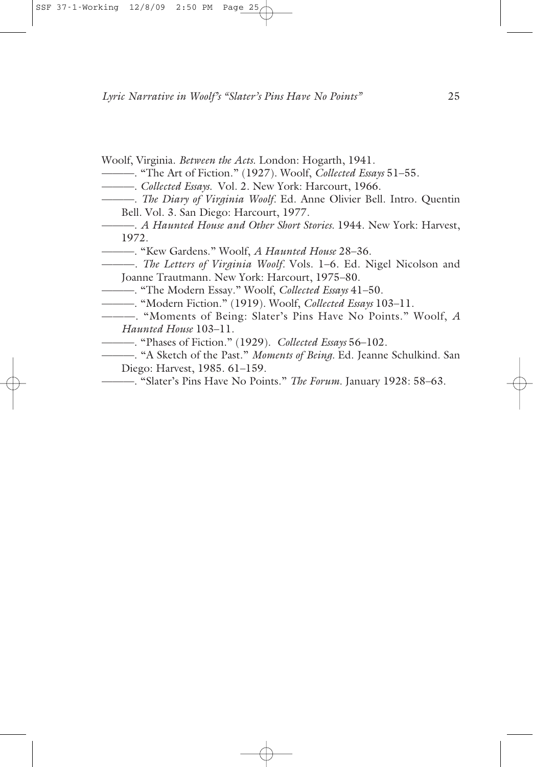Woolf, Virginia. *Between the Acts.* London: Hogarth, 1941.

———. "The Art of Fiction." (1927). Woolf, *Collected Essays* 51–55.

———. *Collected Essays.* Vol. 2. New York: Harcourt, 1966.

———. *The Diary of Virginia Woolf.* Ed. Anne Olivier Bell. Intro. Quentin Bell. Vol. 3. San Diego: Harcourt, 1977.

———. *A Haunted House and Other Short Stories.* 1944. New York: Harvest, 1972.

———. "Kew Gardens." Woolf, *A Haunted House* 28–36.

———. *The Letters of Virginia Woolf.* Vols. 1–6. Ed. Nigel Nicolson and Joanne Trautmann. New York: Harcourt, 1975–80.

———. "The Modern Essay." Woolf, *Collected Essays* 41–50.

———. "Modern Fiction." (1919). Woolf, *Collected Essays* 103–11.

———. "Moments of Being: Slater's Pins Have No Points." Woolf, *A Haunted House* 103–11.

———. "Phases of Fiction." (1929). *Collected Essays* 56–102.

———. "A Sketch of the Past." *Moments of Being.* Ed. Jeanne Schulkind. San Diego: Harvest, 1985. 61–159.

———. "Slater's Pins Have No Points." *The Forum.* January 1928: 58–63.